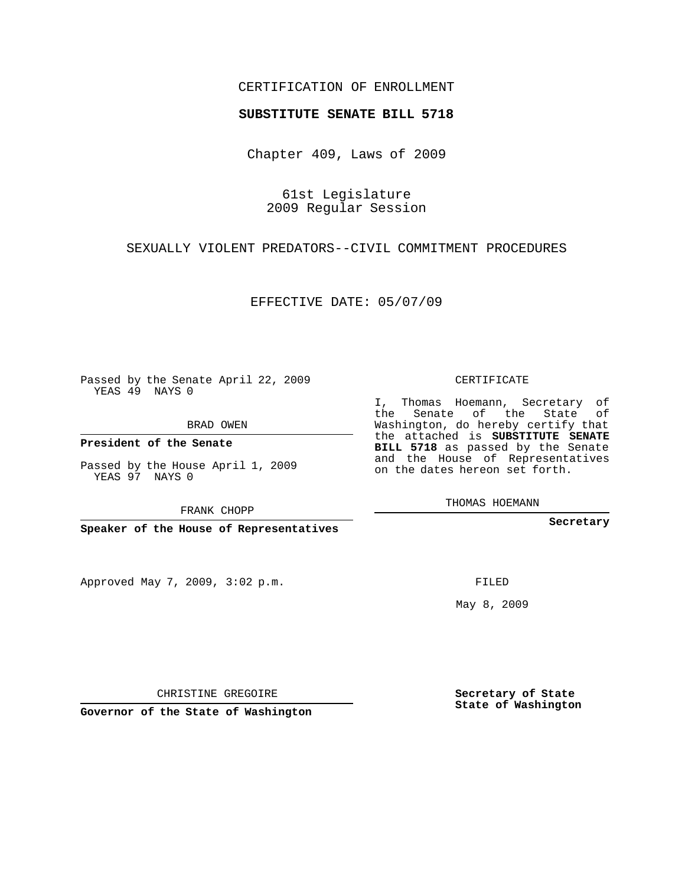CERTIFICATION OF ENROLLMENT

**SUBSTITUTE SENATE BILL 5718**

Chapter 409, Laws of 2009

61st Legislature
2009 Regular Session

SEXUALLY VIOLENT PREDATORS--CIVIL COMMITMENT PROCEDURES

EFFECTIVE DATE: 05/07/09

Passed by the Senate April 22, 2009
YEAS 49 NAYS 0

BRAD OWEN

**President of the Senate**

Passed by the House April 1, 2009
YEAS 97 NAYS 0

FRANK CHOPP

**Speaker of the House of Representatives**

Approved May 7, 2009, 3:02 p.m.

CHRISTINE GREGOIRE

**Governor of the State of Washington**

CERTIFICATE

I, Thomas Hoemann, Secretary of the Senate of the State of Washington, do hereby certify that the attached is **SUBSTITUTE SENATE BILL 5718** as passed by the Senate and the House of Representatives on the dates hereon set forth.

THOMAS HOEMANN

**Secretary**

FILED

May 8, 2009

**Secretary of State**
**State of Washington**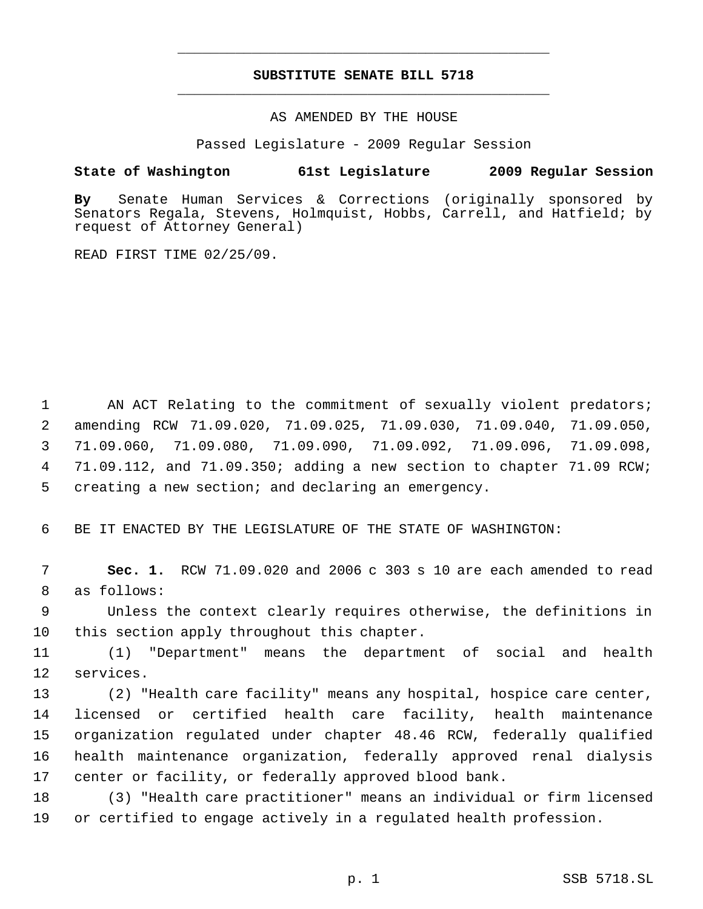# SUBSTITUTE SENATE BILL 5718

AS AMENDED BY THE HOUSE

Passed Legislature - 2009 Regular Session

**State of Washington 61st Legislature 2009 Regular Session**

**By** Senate Human Services & Corrections (originally sponsored by Senators Regala, Stevens, Holmquist, Hobbs, Carrell, and Hatfield; by request of Attorney General)

READ FIRST TIME 02/25/09.

AN ACT Relating to the commitment of sexually violent predators; amending RCW 71.09.020, 71.09.025, 71.09.030, 71.09.040, 71.09.050, 71.09.060, 71.09.080, 71.09.090, 71.09.092, 71.09.096, 71.09.098, 71.09.112, and 71.09.350; adding a new section to chapter 71.09 RCW; creating a new section; and declaring an emergency.

BE IT ENACTED BY THE LEGISLATURE OF THE STATE OF WASHINGTON:

**Sec. 1.** RCW 71.09.020 and 2006 c 303 s 10 are each amended to read as follows:

Unless the context clearly requires otherwise, the definitions in this section apply throughout this chapter.

(1) "Department" means the department of social and health services.

(2) "Health care facility" means any hospital, hospice care center, licensed or certified health care facility, health maintenance organization regulated under chapter 48.46 RCW, federally qualified health maintenance organization, federally approved renal dialysis center or facility, or federally approved blood bank.

(3) "Health care practitioner" means an individual or firm licensed or certified to engage actively in a regulated health profession.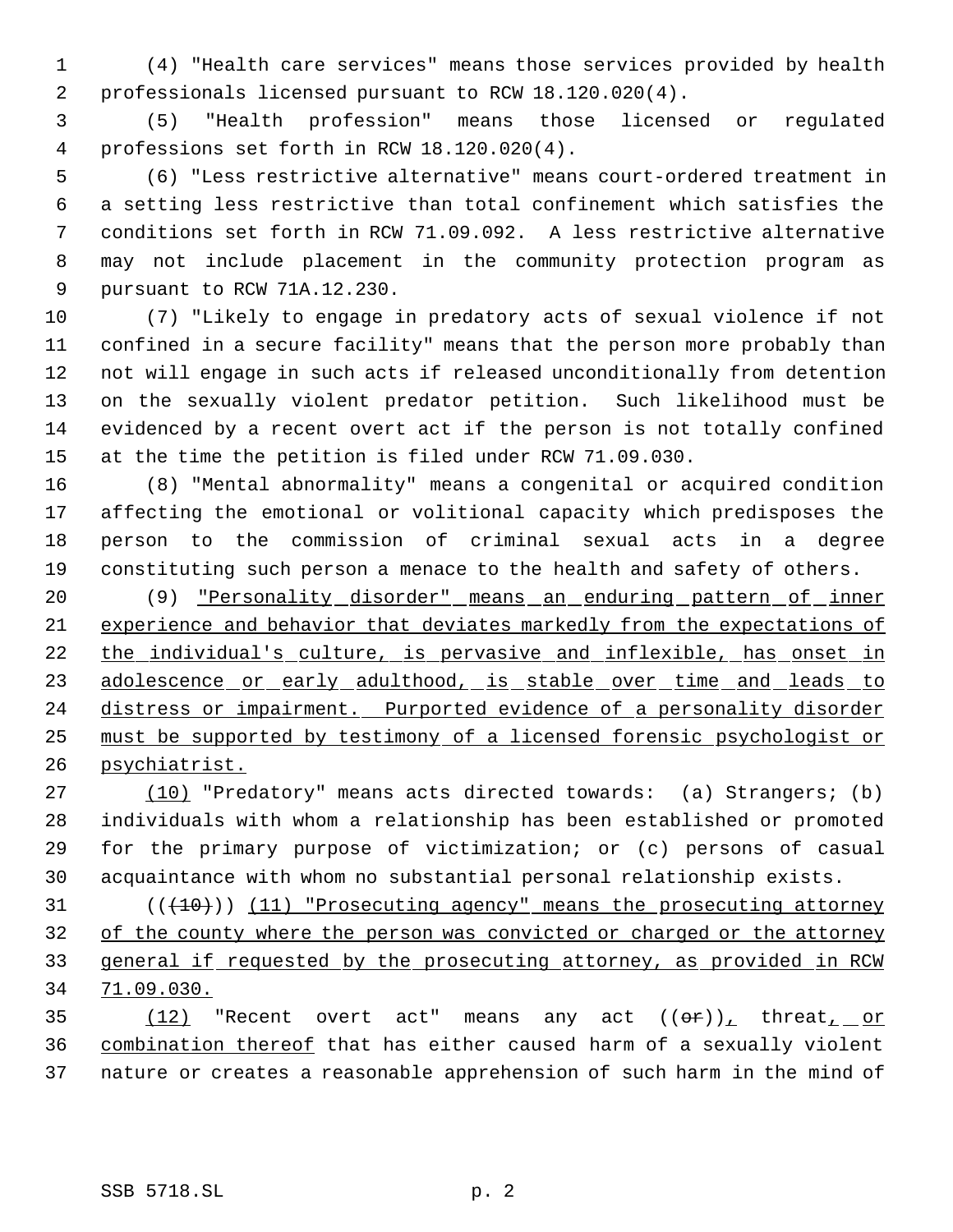(4) "Health care services" means those services provided by health professionals licensed pursuant to RCW 18.120.020(4).

(5) "Health profession" means those licensed or regulated professions set forth in RCW 18.120.020(4).

(6) "Less restrictive alternative" means court-ordered treatment in a setting less restrictive than total confinement which satisfies the conditions set forth in RCW 71.09.092. A less restrictive alternative may not include placement in the community protection program as pursuant to RCW 71A.12.230.

(7) "Likely to engage in predatory acts of sexual violence if not confined in a secure facility" means that the person more probably than not will engage in such acts if released unconditionally from detention on the sexually violent predator petition. Such likelihood must be evidenced by a recent overt act if the person is not totally confined at the time the petition is filed under RCW 71.09.030.

(8) "Mental abnormality" means a congenital or acquired condition affecting the emotional or volitional capacity which predisposes the person to the commission of criminal sexual acts in a degree constituting such person a menace to the health and safety of others.

(9) "Personality disorder" means an enduring pattern of inner experience and behavior that deviates markedly from the expectations of the individual's culture, is pervasive and inflexible, has onset in adolescence or early adulthood, is stable over time and leads to distress or impairment. Purported evidence of a personality disorder must be supported by testimony of a licensed forensic psychologist or psychiatrist.

(10) "Predatory" means acts directed towards: (a) Strangers; (b) individuals with whom a relationship has been established or promoted for the primary purpose of victimization; or (c) persons of casual acquaintance with whom no substantial personal relationship exists.

(((10))) (11) "Prosecuting agency" means the prosecuting attorney of the county where the person was convicted or charged or the attorney general if requested by the prosecuting attorney, as provided in RCW 71.09.030.

(12) "Recent overt act" means any act ((or)), threat, or combination thereof that has either caused harm of a sexually violent nature or creates a reasonable apprehension of such harm in the mind of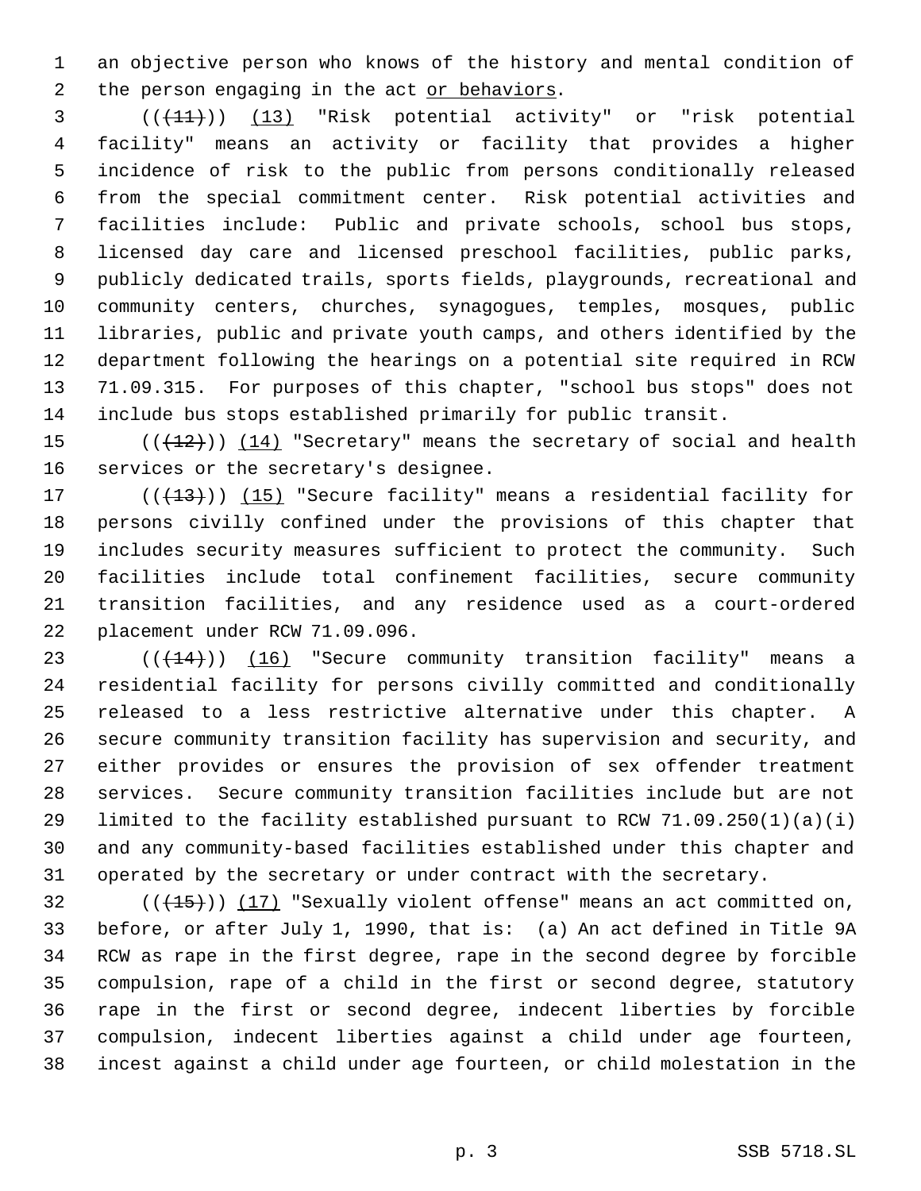an objective person who knows of the history and mental condition of the person engaging in the act or behaviors.

(((11))) (13) "Risk potential activity" or "risk potential facility" means an activity or facility that provides a higher incidence of risk to the public from persons conditionally released from the special commitment center. Risk potential activities and facilities include: Public and private schools, school bus stops, licensed day care and licensed preschool facilities, public parks, publicly dedicated trails, sports fields, playgrounds, recreational and community centers, churches, synagogues, temples, mosques, public libraries, public and private youth camps, and others identified by the department following the hearings on a potential site required in RCW 71.09.315. For purposes of this chapter, "school bus stops" does not include bus stops established primarily for public transit.

(((12))) (14) "Secretary" means the secretary of social and health services or the secretary's designee.

(((13))) (15) "Secure facility" means a residential facility for persons civilly confined under the provisions of this chapter that includes security measures sufficient to protect the community. Such facilities include total confinement facilities, secure community transition facilities, and any residence used as a court-ordered placement under RCW 71.09.096.

(((14))) (16) "Secure community transition facility" means a residential facility for persons civilly committed and conditionally released to a less restrictive alternative under this chapter. A secure community transition facility has supervision and security, and either provides or ensures the provision of sex offender treatment services. Secure community transition facilities include but are not limited to the facility established pursuant to RCW 71.09.250(1)(a)(i) and any community-based facilities established under this chapter and operated by the secretary or under contract with the secretary.

(((15))) (17) "Sexually violent offense" means an act committed on, before, or after July 1, 1990, that is: (a) An act defined in Title 9A RCW as rape in the first degree, rape in the second degree by forcible compulsion, rape of a child in the first or second degree, statutory rape in the first or second degree, indecent liberties by forcible compulsion, indecent liberties against a child under age fourteen, incest against a child under age fourteen, or child molestation in the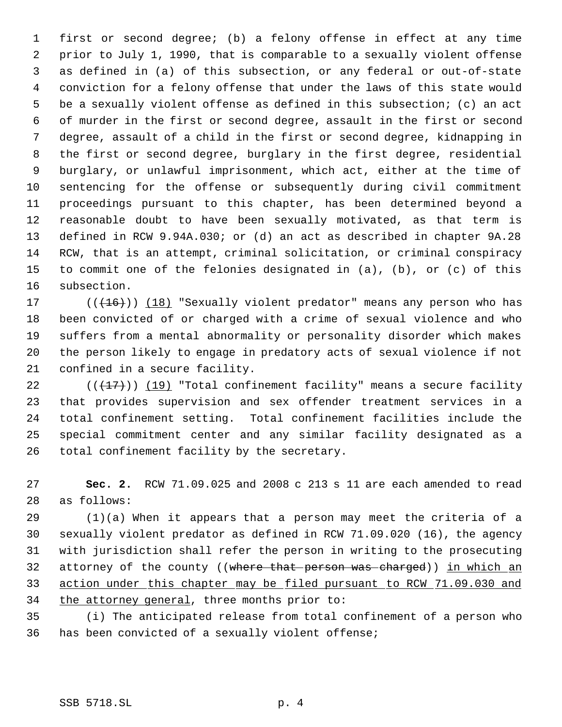first or second degree; (b) a felony offense in effect at any time prior to July 1, 1990, that is comparable to a sexually violent offense as defined in (a) of this subsection, or any federal or out-of-state conviction for a felony offense that under the laws of this state would be a sexually violent offense as defined in this subsection; (c) an act of murder in the first or second degree, assault in the first or second degree, assault of a child in the first or second degree, kidnapping in the first or second degree, burglary in the first degree, residential burglary, or unlawful imprisonment, which act, either at the time of sentencing for the offense or subsequently during civil commitment proceedings pursuant to this chapter, has been determined beyond a reasonable doubt to have been sexually motivated, as that term is defined in RCW 9.94A.030; or (d) an act as described in chapter 9A.28 RCW, that is an attempt, criminal solicitation, or criminal conspiracy to commit one of the felonies designated in (a), (b), or (c) of this subsection.

((~~(16)~~)) <u>(18)</u> "Sexually violent predator" means any person who has been convicted of or charged with a crime of sexual violence and who suffers from a mental abnormality or personality disorder which makes the person likely to engage in predatory acts of sexual violence if not confined in a secure facility.

((~~(17)~~)) <u>(19)</u> "Total confinement facility" means a secure facility that provides supervision and sex offender treatment services in a total confinement setting. Total confinement facilities include the special commitment center and any similar facility designated as a total confinement facility by the secretary.

**Sec. 2.** RCW 71.09.025 and 2008 c 213 s 11 are each amended to read as follows:

(1)(a) When it appears that a person may meet the criteria of a sexually violent predator as defined in RCW 71.09.020 (16), the agency with jurisdiction shall refer the person in writing to the prosecuting attorney of the county ((~~where that person was charged~~)) <u>in which an action under this chapter may be filed pursuant to RCW 71.09.030 and the attorney general</u>, three months prior to:

(i) The anticipated release from total confinement of a person who has been convicted of a sexually violent offense;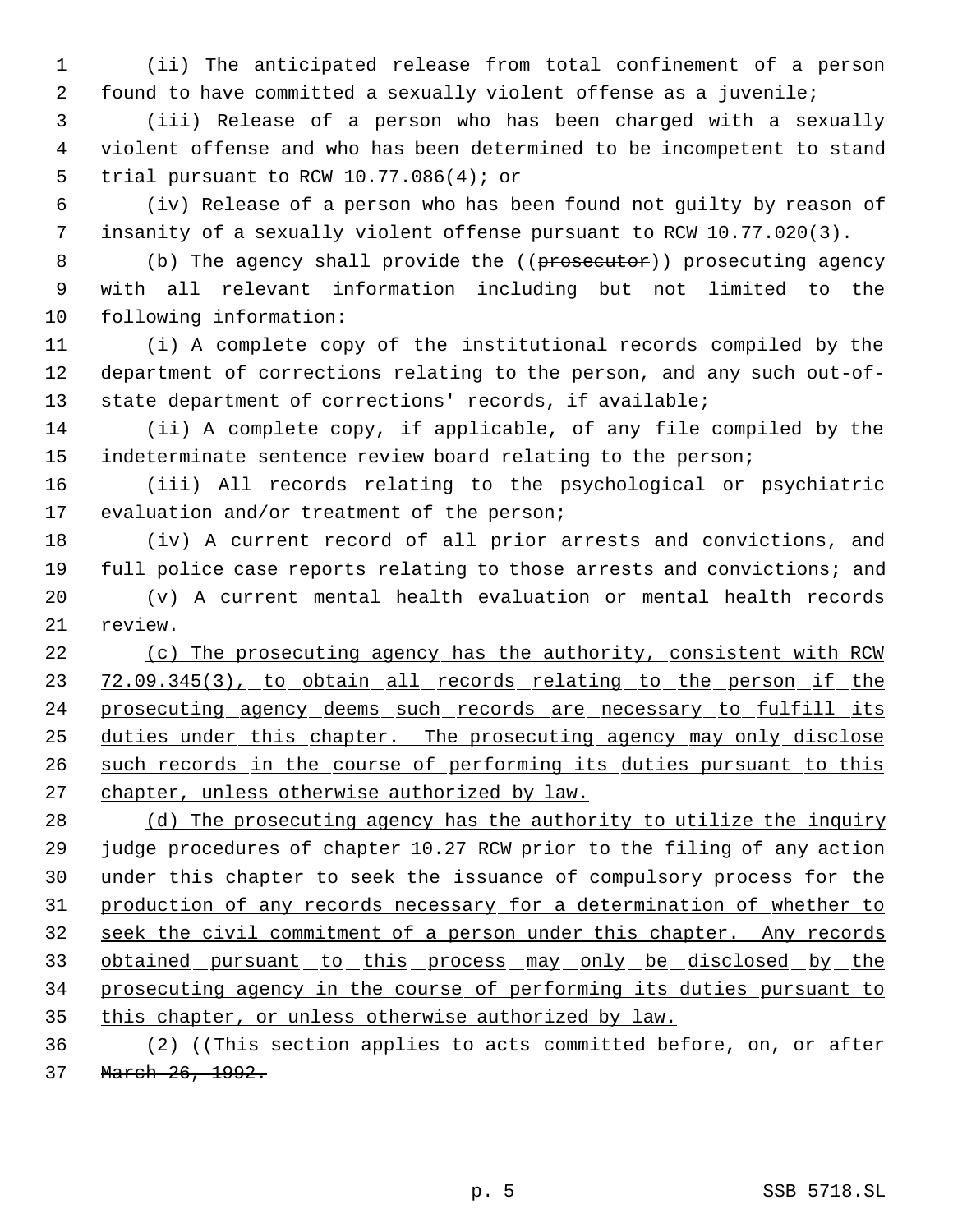(ii) The anticipated release from total confinement of a person found to have committed a sexually violent offense as a juvenile;

(iii) Release of a person who has been charged with a sexually violent offense and who has been determined to be incompetent to stand trial pursuant to RCW 10.77.086(4); or

(iv) Release of a person who has been found not guilty by reason of insanity of a sexually violent offense pursuant to RCW 10.77.020(3).

(b) The agency shall provide the ((~~prosecutor~~)) <u>prosecuting agency</u> with all relevant information including but not limited to the following information:

(i) A complete copy of the institutional records compiled by the department of corrections relating to the person, and any such out-of-state department of corrections' records, if available;

(ii) A complete copy, if applicable, of any file compiled by the indeterminate sentence review board relating to the person;

(iii) All records relating to the psychological or psychiatric evaluation and/or treatment of the person;

(iv) A current record of all prior arrests and convictions, and full police case reports relating to those arrests and convictions; and

(v) A current mental health evaluation or mental health records review.

<u>(c) The prosecuting agency has the authority, consistent with RCW 72.09.345(3), to obtain all records relating to the person if the prosecuting agency deems such records are necessary to fulfill its duties under this chapter. The prosecuting agency may only disclose such records in the course of performing its duties pursuant to this chapter, unless otherwise authorized by law.</u>

<u>(d) The prosecuting agency has the authority to utilize the inquiry judge procedures of chapter 10.27 RCW prior to the filing of any action under this chapter to seek the issuance of compulsory process for the production of any records necessary for a determination of whether to seek the civil commitment of a person under this chapter. Any records obtained pursuant to this process may only be disclosed by the prosecuting agency in the course of performing its duties pursuant to this chapter, or unless otherwise authorized by law.</u>

(2) ((~~This section applies to acts committed before, on, or after March 26, 1992.~~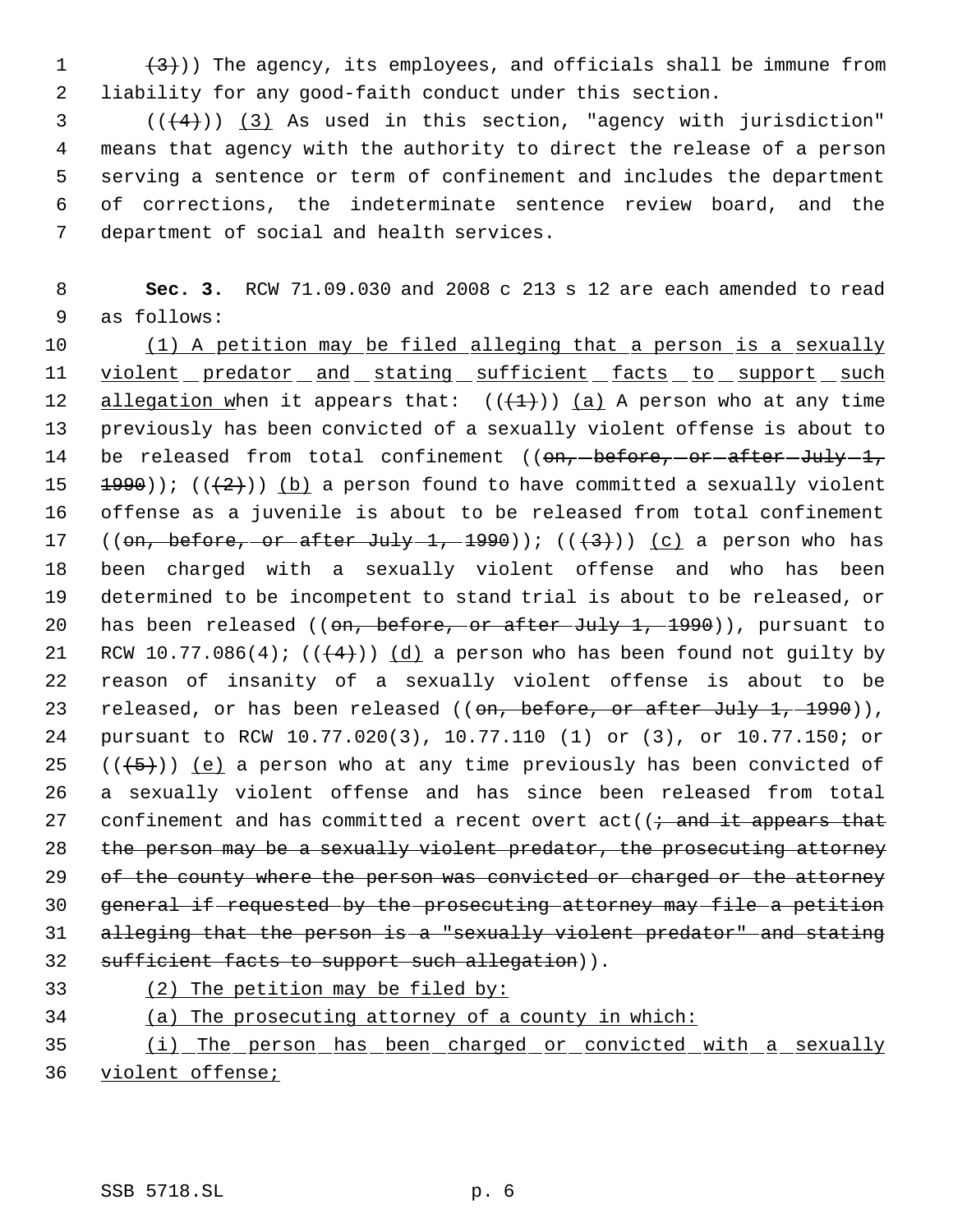(3))) The agency, its employees, and officials shall be immune from liability for any good-faith conduct under this section.

(((4))) (3) As used in this section, "agency with jurisdiction" means that agency with the authority to direct the release of a person serving a sentence or term of confinement and includes the department of corrections, the indeterminate sentence review board, and the department of social and health services.

**Sec. 3.** RCW 71.09.030 and 2008 c 213 s 12 are each amended to read as follows:

(1) A petition may be filed alleging that a person is a sexually violent predator and stating sufficient facts to support such allegation when it appears that: (((1))) (a) A person who at any time previously has been convicted of a sexually violent offense is about to be released from total confinement ((on, before, or after July 1, 1990)); (((2))) (b) a person found to have committed a sexually violent offense as a juvenile is about to be released from total confinement ((on, before, or after July 1, 1990)); (((3))) (c) a person who has been charged with a sexually violent offense and who has been determined to be incompetent to stand trial is about to be released, or has been released ((on, before, or after July 1, 1990)), pursuant to RCW 10.77.086(4); (((4))) (d) a person who has been found not guilty by reason of insanity of a sexually violent offense is about to be released, or has been released ((on, before, or after July 1, 1990)), pursuant to RCW 10.77.020(3), 10.77.110 (1) or (3), or 10.77.150; or (((5))) (e) a person who at any time previously has been convicted of a sexually violent offense and has since been released from total confinement and has committed a recent overt act((; and it appears that the person may be a sexually violent predator, the prosecuting attorney of the county where the person was convicted or charged or the attorney general if requested by the prosecuting attorney may file a petition alleging that the person is a "sexually violent predator" and stating sufficient facts to support such allegation)).

(2) The petition may be filed by:

(a) The prosecuting attorney of a county in which:

(i) The person has been charged or convicted with a sexually violent offense;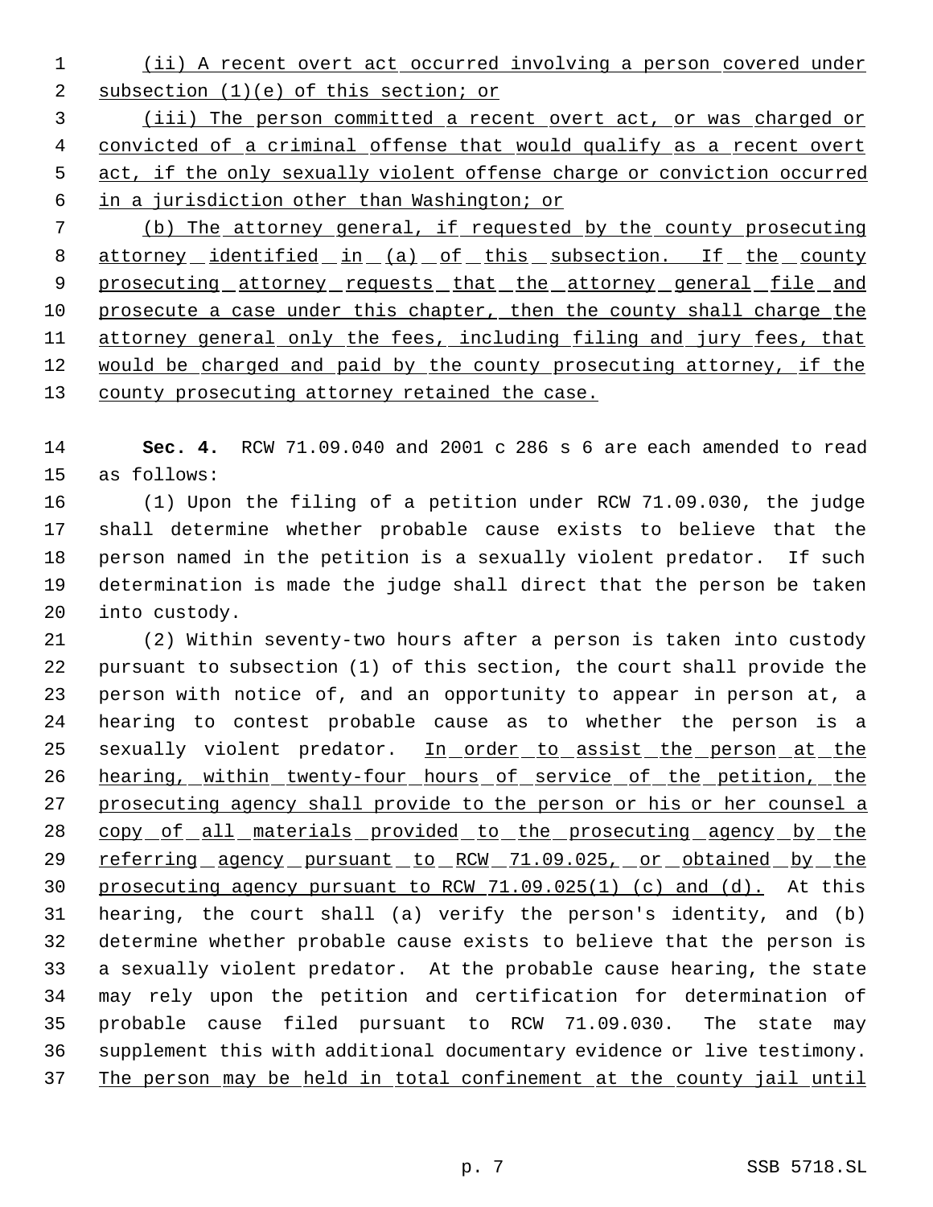(ii) A recent overt act occurred involving a person covered under subsection (1)(e) of this section; or

(iii) The person committed a recent overt act, or was charged or convicted of a criminal offense that would qualify as a recent overt act, if the only sexually violent offense charge or conviction occurred in a jurisdiction other than Washington; or

(b) The attorney general, if requested by the county prosecuting attorney identified in (a) of this subsection. If the county prosecuting attorney requests that the attorney general file and prosecute a case under this chapter, then the county shall charge the attorney general only the fees, including filing and jury fees, that would be charged and paid by the county prosecuting attorney, if the county prosecuting attorney retained the case.

**Sec. 4.** RCW 71.09.040 and 2001 c 286 s 6 are each amended to read as follows:

(1) Upon the filing of a petition under RCW 71.09.030, the judge shall determine whether probable cause exists to believe that the person named in the petition is a sexually violent predator. If such determination is made the judge shall direct that the person be taken into custody.

(2) Within seventy-two hours after a person is taken into custody pursuant to subsection (1) of this section, the court shall provide the person with notice of, and an opportunity to appear in person at, a hearing to contest probable cause as to whether the person is a sexually violent predator. In order to assist the person at the hearing, within twenty-four hours of service of the petition, the prosecuting agency shall provide to the person or his or her counsel a copy of all materials provided to the prosecuting agency by the referring agency pursuant to RCW 71.09.025, or obtained by the prosecuting agency pursuant to RCW 71.09.025(1) (c) and (d). At this hearing, the court shall (a) verify the person's identity, and (b) determine whether probable cause exists to believe that the person is a sexually violent predator. At the probable cause hearing, the state may rely upon the petition and certification for determination of probable cause filed pursuant to RCW 71.09.030. The state may supplement this with additional documentary evidence or live testimony. The person may be held in total confinement at the county jail until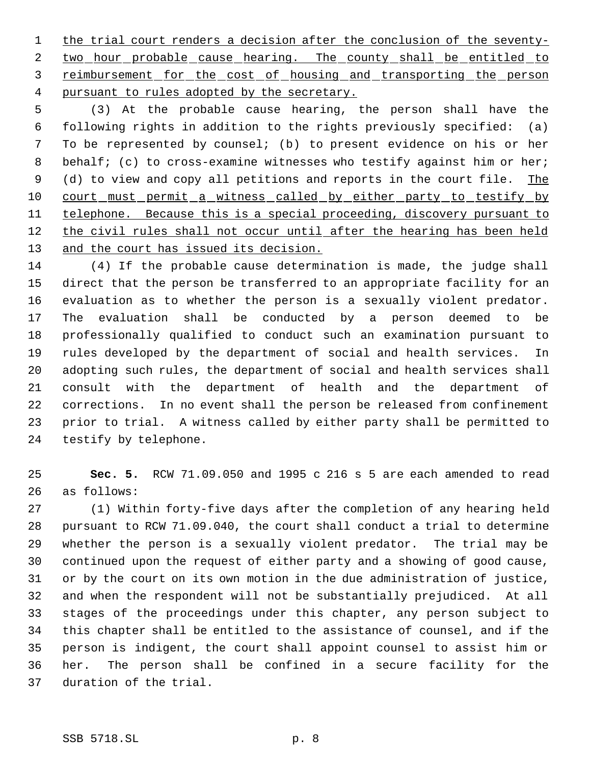the trial court renders a decision after the conclusion of the seventy-two hour probable cause hearing. The county shall be entitled to reimbursement for the cost of housing and transporting the person pursuant to rules adopted by the secretary.

(3) At the probable cause hearing, the person shall have the following rights in addition to the rights previously specified: (a) To be represented by counsel; (b) to present evidence on his or her behalf; (c) to cross-examine witnesses who testify against him or her; (d) to view and copy all petitions and reports in the court file. The court must permit a witness called by either party to testify by telephone. Because this is a special proceeding, discovery pursuant to the civil rules shall not occur until after the hearing has been held and the court has issued its decision.

(4) If the probable cause determination is made, the judge shall direct that the person be transferred to an appropriate facility for an evaluation as to whether the person is a sexually violent predator. The evaluation shall be conducted by a person deemed to be professionally qualified to conduct such an examination pursuant to rules developed by the department of social and health services. In adopting such rules, the department of social and health services shall consult with the department of health and the department of corrections. In no event shall the person be released from confinement prior to trial. A witness called by either party shall be permitted to testify by telephone.

**Sec. 5.** RCW 71.09.050 and 1995 c 216 s 5 are each amended to read as follows:

(1) Within forty-five days after the completion of any hearing held pursuant to RCW 71.09.040, the court shall conduct a trial to determine whether the person is a sexually violent predator. The trial may be continued upon the request of either party and a showing of good cause, or by the court on its own motion in the due administration of justice, and when the respondent will not be substantially prejudiced. At all stages of the proceedings under this chapter, any person subject to this chapter shall be entitled to the assistance of counsel, and if the person is indigent, the court shall appoint counsel to assist him or her. The person shall be confined in a secure facility for the duration of the trial.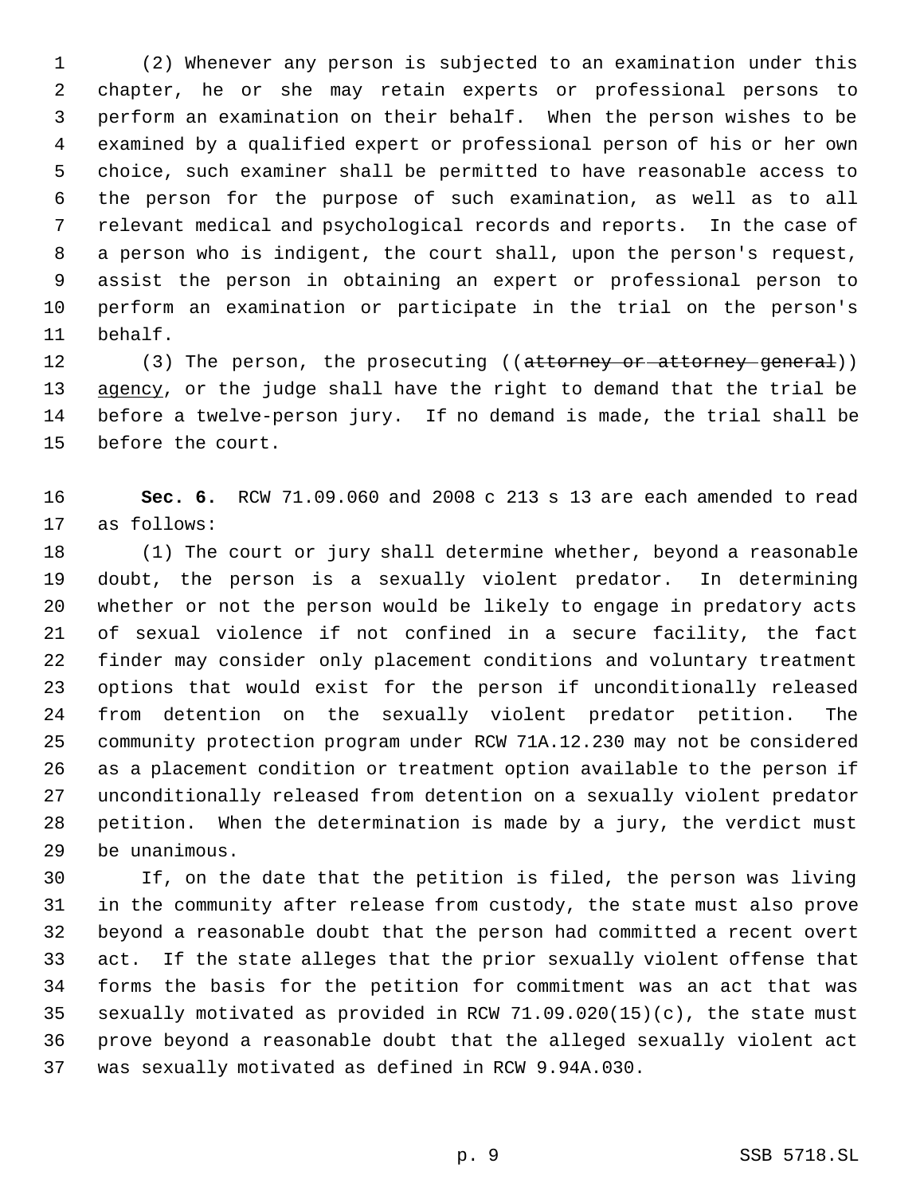(2) Whenever any person is subjected to an examination under this chapter, he or she may retain experts or professional persons to perform an examination on their behalf. When the person wishes to be examined by a qualified expert or professional person of his or her own choice, such examiner shall be permitted to have reasonable access to the person for the purpose of such examination, as well as to all relevant medical and psychological records and reports. In the case of a person who is indigent, the court shall, upon the person's request, assist the person in obtaining an expert or professional person to perform an examination or participate in the trial on the person's behalf.

(3) The person, the prosecuting ((~~attorney or attorney general~~)) agency, or the judge shall have the right to demand that the trial be before a twelve-person jury. If no demand is made, the trial shall be before the court.

**Sec. 6.** RCW 71.09.060 and 2008 c 213 s 13 are each amended to read as follows:

(1) The court or jury shall determine whether, beyond a reasonable doubt, the person is a sexually violent predator. In determining whether or not the person would be likely to engage in predatory acts of sexual violence if not confined in a secure facility, the fact finder may consider only placement conditions and voluntary treatment options that would exist for the person if unconditionally released from detention on the sexually violent predator petition. The community protection program under RCW 71A.12.230 may not be considered as a placement condition or treatment option available to the person if unconditionally released from detention on a sexually violent predator petition. When the determination is made by a jury, the verdict must be unanimous.

If, on the date that the petition is filed, the person was living in the community after release from custody, the state must also prove beyond a reasonable doubt that the person had committed a recent overt act. If the state alleges that the prior sexually violent offense that forms the basis for the petition for commitment was an act that was sexually motivated as provided in RCW 71.09.020(15)(c), the state must prove beyond a reasonable doubt that the alleged sexually violent act was sexually motivated as defined in RCW 9.94A.030.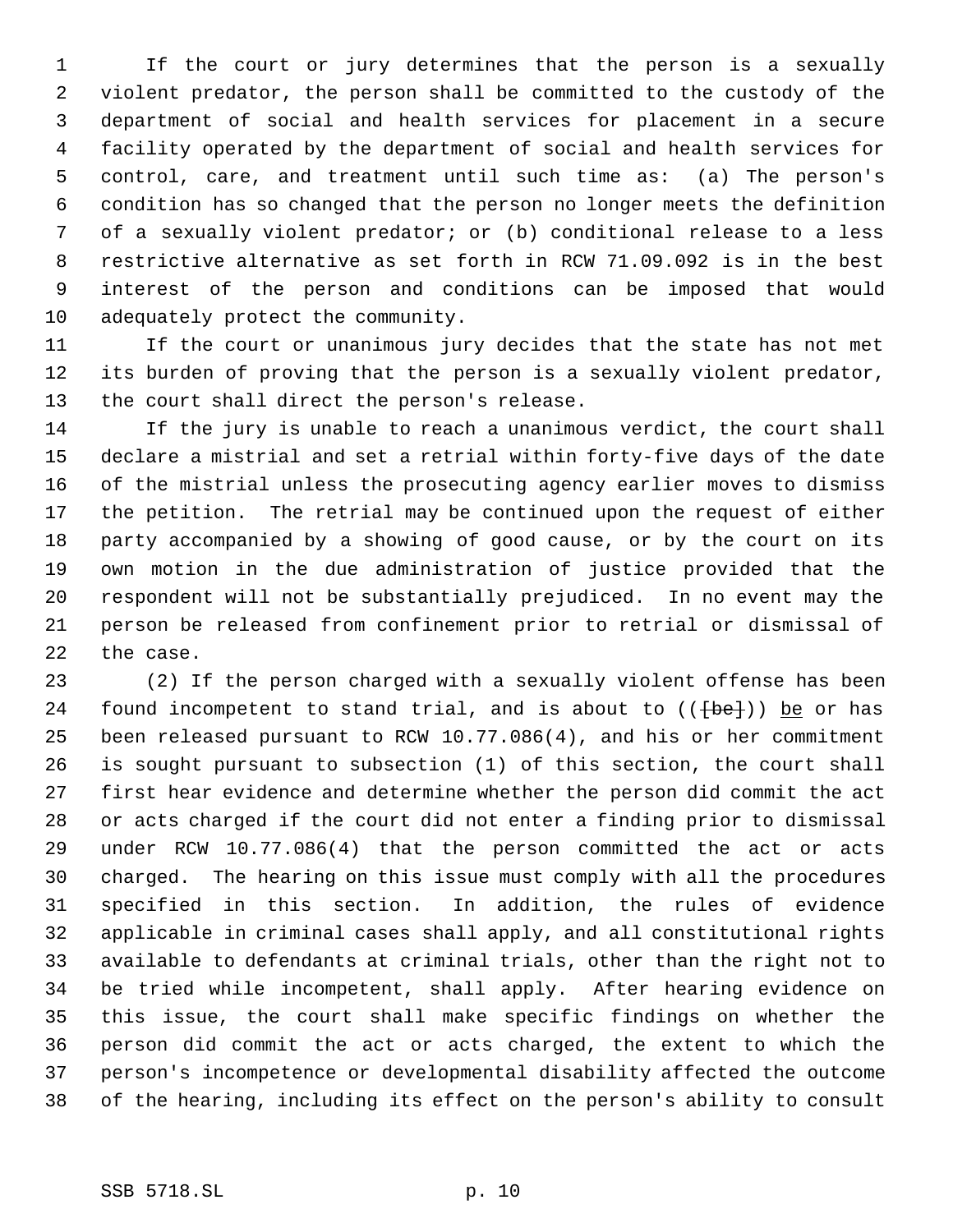If the court or jury determines that the person is a sexually violent predator, the person shall be committed to the custody of the department of social and health services for placement in a secure facility operated by the department of social and health services for control, care, and treatment until such time as: (a) The person's condition has so changed that the person no longer meets the definition of a sexually violent predator; or (b) conditional release to a less restrictive alternative as set forth in RCW 71.09.092 is in the best interest of the person and conditions can be imposed that would adequately protect the community.

If the court or unanimous jury decides that the state has not met its burden of proving that the person is a sexually violent predator, the court shall direct the person's release.

If the jury is unable to reach a unanimous verdict, the court shall declare a mistrial and set a retrial within forty-five days of the date of the mistrial unless the prosecuting agency earlier moves to dismiss the petition. The retrial may be continued upon the request of either party accompanied by a showing of good cause, or by the court on its own motion in the due administration of justice provided that the respondent will not be substantially prejudiced. In no event may the person be released from confinement prior to retrial or dismissal of the case.

(2) If the person charged with a sexually violent offense has been found incompetent to stand trial, and is about to (([be])) be or has been released pursuant to RCW 10.77.086(4), and his or her commitment is sought pursuant to subsection (1) of this section, the court shall first hear evidence and determine whether the person did commit the act or acts charged if the court did not enter a finding prior to dismissal under RCW 10.77.086(4) that the person committed the act or acts charged. The hearing on this issue must comply with all the procedures specified in this section. In addition, the rules of evidence applicable in criminal cases shall apply, and all constitutional rights available to defendants at criminal trials, other than the right not to be tried while incompetent, shall apply. After hearing evidence on this issue, the court shall make specific findings on whether the person did commit the act or acts charged, the extent to which the person's incompetence or developmental disability affected the outcome of the hearing, including its effect on the person's ability to consult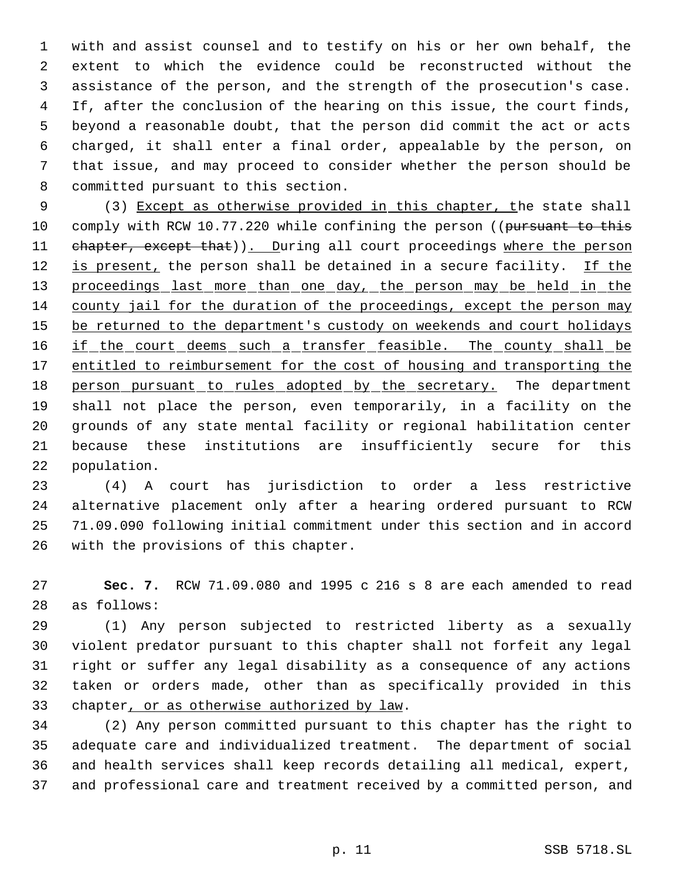with and assist counsel and to testify on his or her own behalf, the extent to which the evidence could be reconstructed without the assistance of the person, and the strength of the prosecution's case. If, after the conclusion of the hearing on this issue, the court finds, beyond a reasonable doubt, that the person did commit the act or acts charged, it shall enter a final order, appealable by the person, on that issue, and may proceed to consider whether the person should be committed pursuant to this section.

(3) Except as otherwise provided in this chapter, the state shall comply with RCW 10.77.220 while confining the person ((~~pursuant to this chapter, except that~~)). During all court proceedings where the person is present, the person shall be detained in a secure facility. If the proceedings last more than one day, the person may be held in the county jail for the duration of the proceedings, except the person may be returned to the department's custody on weekends and court holidays if the court deems such a transfer feasible. The county shall be entitled to reimbursement for the cost of housing and transporting the person pursuant to rules adopted by the secretary. The department shall not place the person, even temporarily, in a facility on the grounds of any state mental facility or regional habilitation center because these institutions are insufficiently secure for this population.

(4) A court has jurisdiction to order a less restrictive alternative placement only after a hearing ordered pursuant to RCW 71.09.090 following initial commitment under this section and in accord with the provisions of this chapter.

**Sec. 7.** RCW 71.09.080 and 1995 c 216 s 8 are each amended to read as follows:

(1) Any person subjected to restricted liberty as a sexually violent predator pursuant to this chapter shall not forfeit any legal right or suffer any legal disability as a consequence of any actions taken or orders made, other than as specifically provided in this chapter, or as otherwise authorized by law.

(2) Any person committed pursuant to this chapter has the right to adequate care and individualized treatment. The department of social and health services shall keep records detailing all medical, expert, and professional care and treatment received by a committed person, and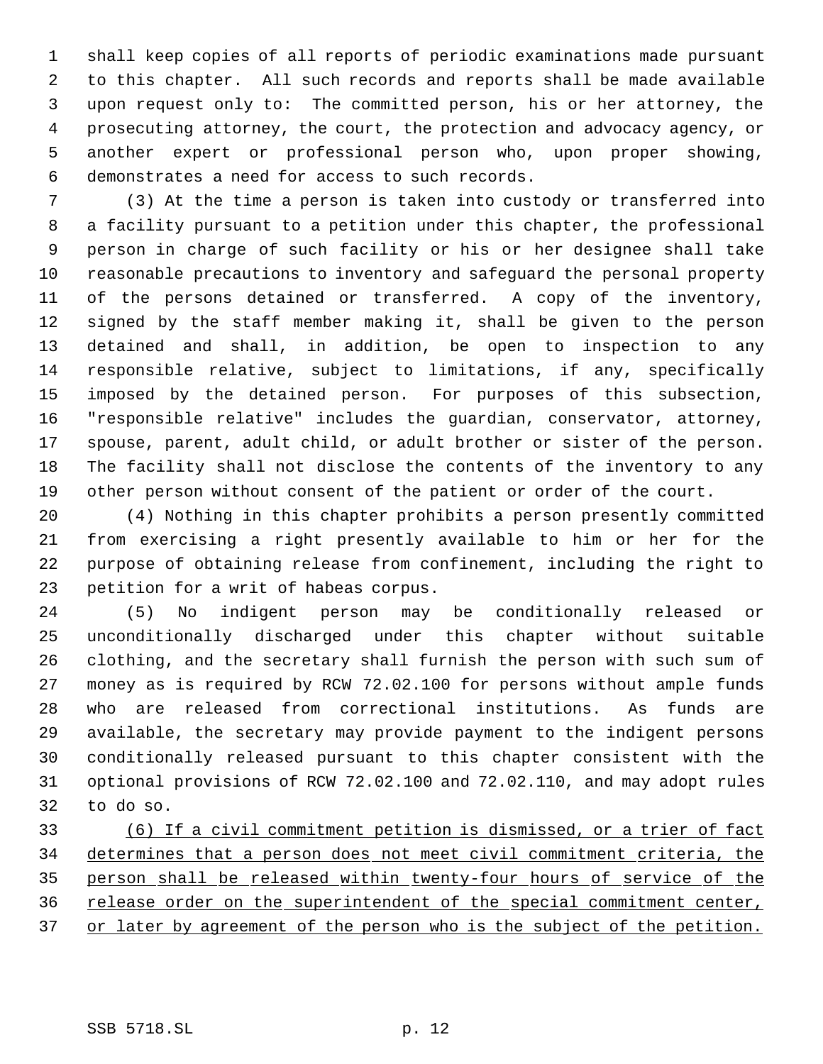shall keep copies of all reports of periodic examinations made pursuant to this chapter. All such records and reports shall be made available upon request only to: The committed person, his or her attorney, the prosecuting attorney, the court, the protection and advocacy agency, or another expert or professional person who, upon proper showing, demonstrates a need for access to such records.

(3) At the time a person is taken into custody or transferred into a facility pursuant to a petition under this chapter, the professional person in charge of such facility or his or her designee shall take reasonable precautions to inventory and safeguard the personal property of the persons detained or transferred. A copy of the inventory, signed by the staff member making it, shall be given to the person detained and shall, in addition, be open to inspection to any responsible relative, subject to limitations, if any, specifically imposed by the detained person. For purposes of this subsection, "responsible relative" includes the guardian, conservator, attorney, spouse, parent, adult child, or adult brother or sister of the person. The facility shall not disclose the contents of the inventory to any other person without consent of the patient or order of the court.

(4) Nothing in this chapter prohibits a person presently committed from exercising a right presently available to him or her for the purpose of obtaining release from confinement, including the right to petition for a writ of habeas corpus.

(5) No indigent person may be conditionally released or unconditionally discharged under this chapter without suitable clothing, and the secretary shall furnish the person with such sum of money as is required by RCW 72.02.100 for persons without ample funds who are released from correctional institutions. As funds are available, the secretary may provide payment to the indigent persons conditionally released pursuant to this chapter consistent with the optional provisions of RCW 72.02.100 and 72.02.110, and may adopt rules to do so.

<u>(6) If a civil commitment petition is dismissed, or a trier of fact determines that a person does not meet civil commitment criteria, the person shall be released within twenty-four hours of service of the release order on the superintendent of the special commitment center, or later by agreement of the person who is the subject of the petition.</u>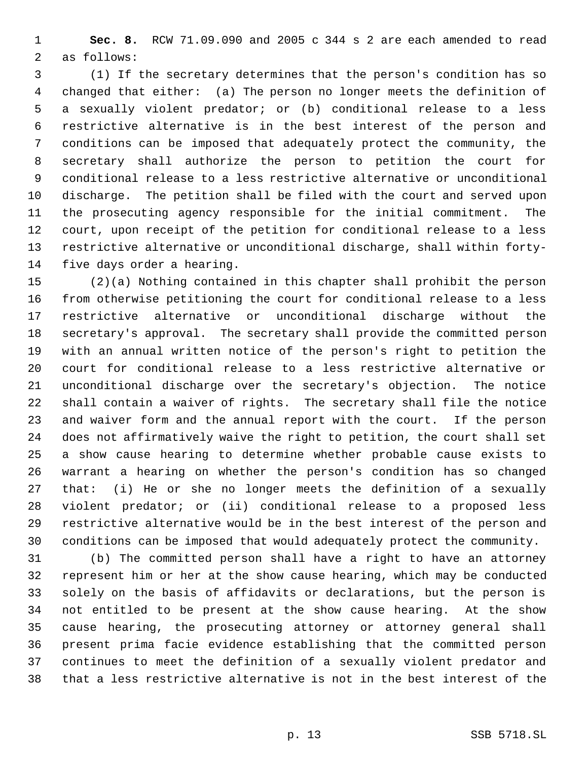**Sec. 8.** RCW 71.09.090 and 2005 c 344 s 2 are each amended to read as follows:

(1) If the secretary determines that the person's condition has so changed that either: (a) The person no longer meets the definition of a sexually violent predator; or (b) conditional release to a less restrictive alternative is in the best interest of the person and conditions can be imposed that adequately protect the community, the secretary shall authorize the person to petition the court for conditional release to a less restrictive alternative or unconditional discharge. The petition shall be filed with the court and served upon the prosecuting agency responsible for the initial commitment. The court, upon receipt of the petition for conditional release to a less restrictive alternative or unconditional discharge, shall within forty-five days order a hearing.

(2)(a) Nothing contained in this chapter shall prohibit the person from otherwise petitioning the court for conditional release to a less restrictive alternative or unconditional discharge without the secretary's approval. The secretary shall provide the committed person with an annual written notice of the person's right to petition the court for conditional release to a less restrictive alternative or unconditional discharge over the secretary's objection. The notice shall contain a waiver of rights. The secretary shall file the notice and waiver form and the annual report with the court. If the person does not affirmatively waive the right to petition, the court shall set a show cause hearing to determine whether probable cause exists to warrant a hearing on whether the person's condition has so changed that: (i) He or she no longer meets the definition of a sexually violent predator; or (ii) conditional release to a proposed less restrictive alternative would be in the best interest of the person and conditions can be imposed that would adequately protect the community.

(b) The committed person shall have a right to have an attorney represent him or her at the show cause hearing, which may be conducted solely on the basis of affidavits or declarations, but the person is not entitled to be present at the show cause hearing. At the show cause hearing, the prosecuting attorney or attorney general shall present prima facie evidence establishing that the committed person continues to meet the definition of a sexually violent predator and that a less restrictive alternative is not in the best interest of the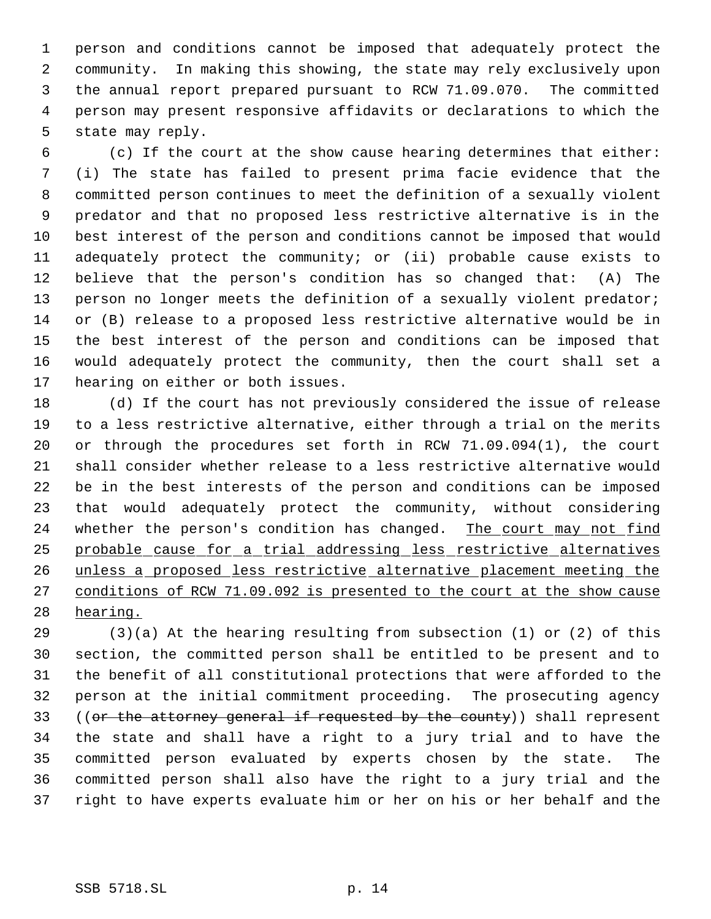person and conditions cannot be imposed that adequately protect the community. In making this showing, the state may rely exclusively upon the annual report prepared pursuant to RCW 71.09.070. The committed person may present responsive affidavits or declarations to which the state may reply.

(c) If the court at the show cause hearing determines that either: (i) The state has failed to present prima facie evidence that the committed person continues to meet the definition of a sexually violent predator and that no proposed less restrictive alternative is in the best interest of the person and conditions cannot be imposed that would adequately protect the community; or (ii) probable cause exists to believe that the person's condition has so changed that: (A) The person no longer meets the definition of a sexually violent predator; or (B) release to a proposed less restrictive alternative would be in the best interest of the person and conditions can be imposed that would adequately protect the community, then the court shall set a hearing on either or both issues.

(d) If the court has not previously considered the issue of release to a less restrictive alternative, either through a trial on the merits or through the procedures set forth in RCW 71.09.094(1), the court shall consider whether release to a less restrictive alternative would be in the best interests of the person and conditions can be imposed that would adequately protect the community, without considering whether the person's condition has changed. <u>The court may not find probable cause for a trial addressing less restrictive alternatives unless a proposed less restrictive alternative placement meeting the conditions of RCW 71.09.092 is presented to the court at the show cause hearing.</u>

(3)(a) At the hearing resulting from subsection (1) or (2) of this section, the committed person shall be entitled to be present and to the benefit of all constitutional protections that were afforded to the person at the initial commitment proceeding. The prosecuting agency ((~~or the attorney general if requested by the county~~)) shall represent the state and shall have a right to a jury trial and to have the committed person evaluated by experts chosen by the state. The committed person shall also have the right to a jury trial and the right to have experts evaluate him or her on his or her behalf and the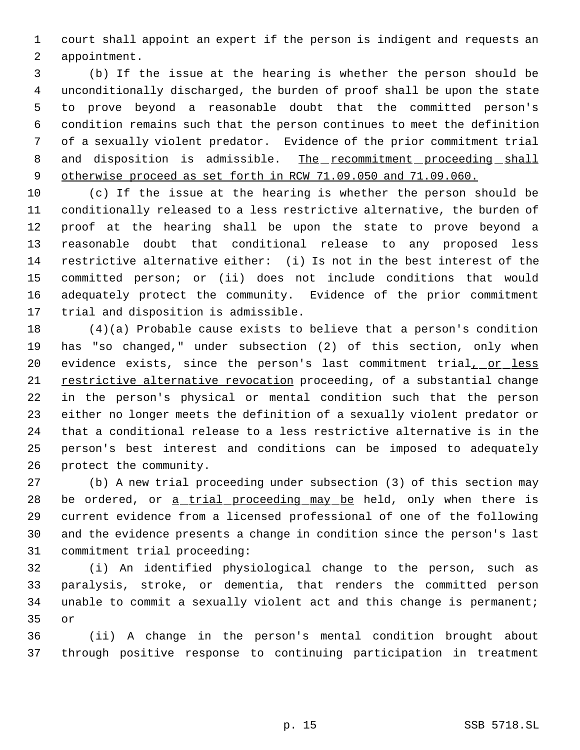court shall appoint an expert if the person is indigent and requests an appointment.

(b) If the issue at the hearing is whether the person should be unconditionally discharged, the burden of proof shall be upon the state to prove beyond a reasonable doubt that the committed person's condition remains such that the person continues to meet the definition of a sexually violent predator. Evidence of the prior commitment trial and disposition is admissible. <u>The recommitment proceeding shall otherwise proceed as set forth in RCW 71.09.050 and 71.09.060.</u>

(c) If the issue at the hearing is whether the person should be conditionally released to a less restrictive alternative, the burden of proof at the hearing shall be upon the state to prove beyond a reasonable doubt that conditional release to any proposed less restrictive alternative either: (i) Is not in the best interest of the committed person; or (ii) does not include conditions that would adequately protect the community. Evidence of the prior commitment trial and disposition is admissible.

(4)(a) Probable cause exists to believe that a person's condition has "so changed," under subsection (2) of this section, only when evidence exists, since the person's last commitment trial<u>, or less restrictive alternative revocation</u> proceeding, of a substantial change in the person's physical or mental condition such that the person either no longer meets the definition of a sexually violent predator or that a conditional release to a less restrictive alternative is in the person's best interest and conditions can be imposed to adequately protect the community.

(b) A new trial proceeding under subsection (3) of this section may be ordered, or <u>a trial proceeding may be</u> held, only when there is current evidence from a licensed professional of one of the following and the evidence presents a change in condition since the person's last commitment trial proceeding:

(i) An identified physiological change to the person, such as paralysis, stroke, or dementia, that renders the committed person unable to commit a sexually violent act and this change is permanent; or

(ii) A change in the person's mental condition brought about through positive response to continuing participation in treatment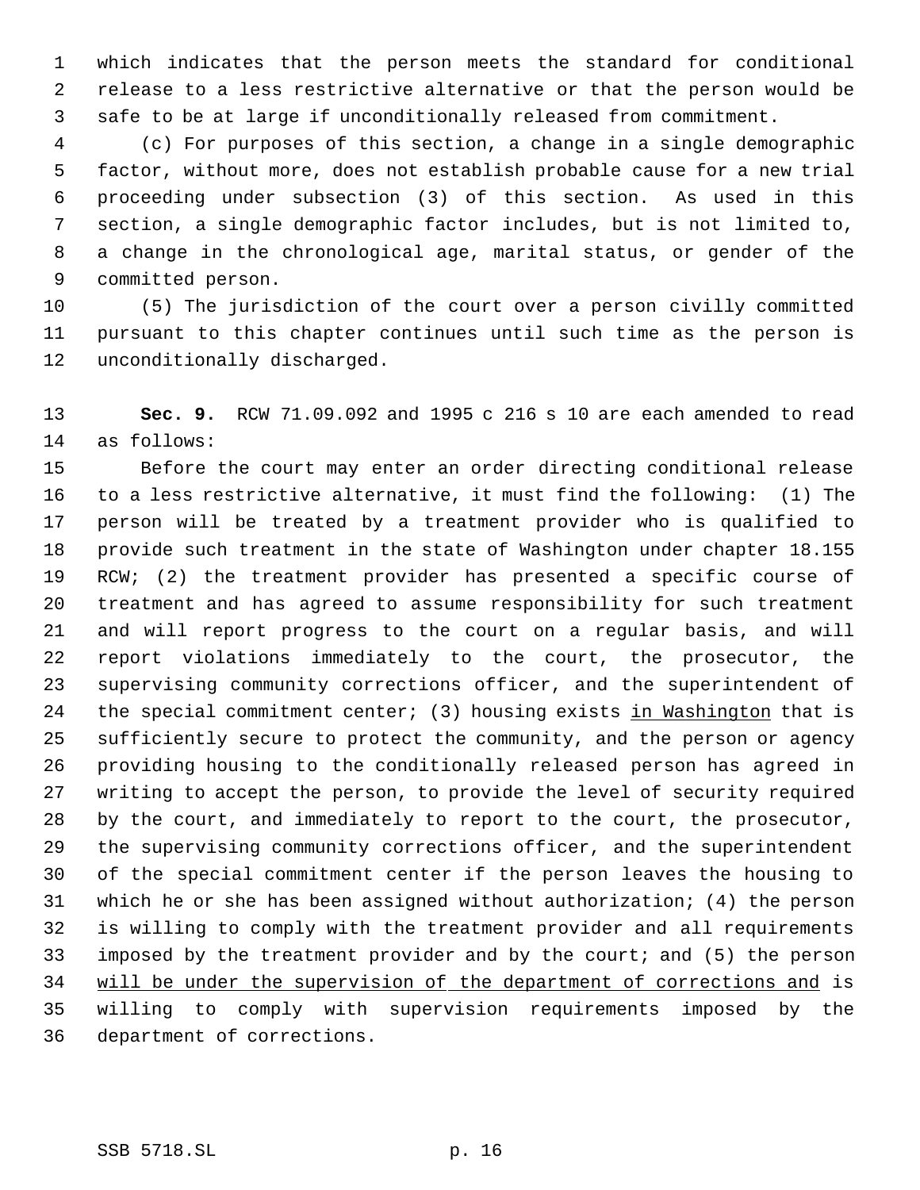which indicates that the person meets the standard for conditional release to a less restrictive alternative or that the person would be safe to be at large if unconditionally released from commitment.

(c) For purposes of this section, a change in a single demographic factor, without more, does not establish probable cause for a new trial proceeding under subsection (3) of this section. As used in this section, a single demographic factor includes, but is not limited to, a change in the chronological age, marital status, or gender of the committed person.

(5) The jurisdiction of the court over a person civilly committed pursuant to this chapter continues until such time as the person is unconditionally discharged.

**Sec. 9.** RCW 71.09.092 and 1995 c 216 s 10 are each amended to read as follows:

Before the court may enter an order directing conditional release to a less restrictive alternative, it must find the following: (1) The person will be treated by a treatment provider who is qualified to provide such treatment in the state of Washington under chapter 18.155 RCW; (2) the treatment provider has presented a specific course of treatment and has agreed to assume responsibility for such treatment and will report progress to the court on a regular basis, and will report violations immediately to the court, the prosecutor, the supervising community corrections officer, and the superintendent of the special commitment center; (3) housing exists <u>in Washington</u> that is sufficiently secure to protect the community, and the person or agency providing housing to the conditionally released person has agreed in writing to accept the person, to provide the level of security required by the court, and immediately to report to the court, the prosecutor, the supervising community corrections officer, and the superintendent of the special commitment center if the person leaves the housing to which he or she has been assigned without authorization; (4) the person is willing to comply with the treatment provider and all requirements imposed by the treatment provider and by the court; and (5) the person <u>will be under the supervision of the department of corrections and</u> is willing to comply with supervision requirements imposed by the department of corrections.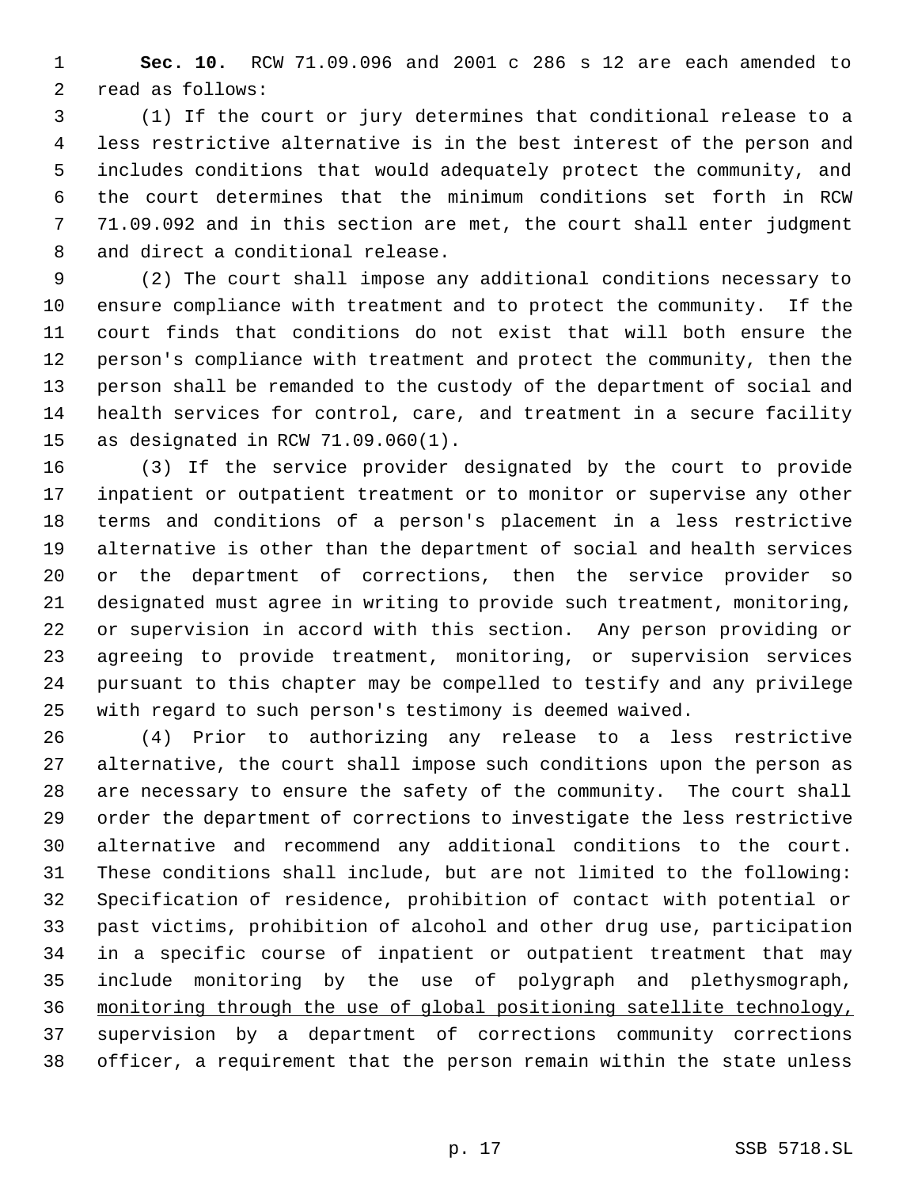**Sec. 10.** RCW 71.09.096 and 2001 c 286 s 12 are each amended to read as follows:

(1) If the court or jury determines that conditional release to a less restrictive alternative is in the best interest of the person and includes conditions that would adequately protect the community, and the court determines that the minimum conditions set forth in RCW 71.09.092 and in this section are met, the court shall enter judgment and direct a conditional release.

(2) The court shall impose any additional conditions necessary to ensure compliance with treatment and to protect the community. If the court finds that conditions do not exist that will both ensure the person's compliance with treatment and protect the community, then the person shall be remanded to the custody of the department of social and health services for control, care, and treatment in a secure facility as designated in RCW 71.09.060(1).

(3) If the service provider designated by the court to provide inpatient or outpatient treatment or to monitor or supervise any other terms and conditions of a person's placement in a less restrictive alternative is other than the department of social and health services or the department of corrections, then the service provider so designated must agree in writing to provide such treatment, monitoring, or supervision in accord with this section. Any person providing or agreeing to provide treatment, monitoring, or supervision services pursuant to this chapter may be compelled to testify and any privilege with regard to such person's testimony is deemed waived.

(4) Prior to authorizing any release to a less restrictive alternative, the court shall impose such conditions upon the person as are necessary to ensure the safety of the community. The court shall order the department of corrections to investigate the less restrictive alternative and recommend any additional conditions to the court. These conditions shall include, but are not limited to the following: Specification of residence, prohibition of contact with potential or past victims, prohibition of alcohol and other drug use, participation in a specific course of inpatient or outpatient treatment that may include monitoring by the use of polygraph and plethysmograph, <u>monitoring through the use of global positioning satellite technology,</u> supervision by a department of corrections community corrections officer, a requirement that the person remain within the state unless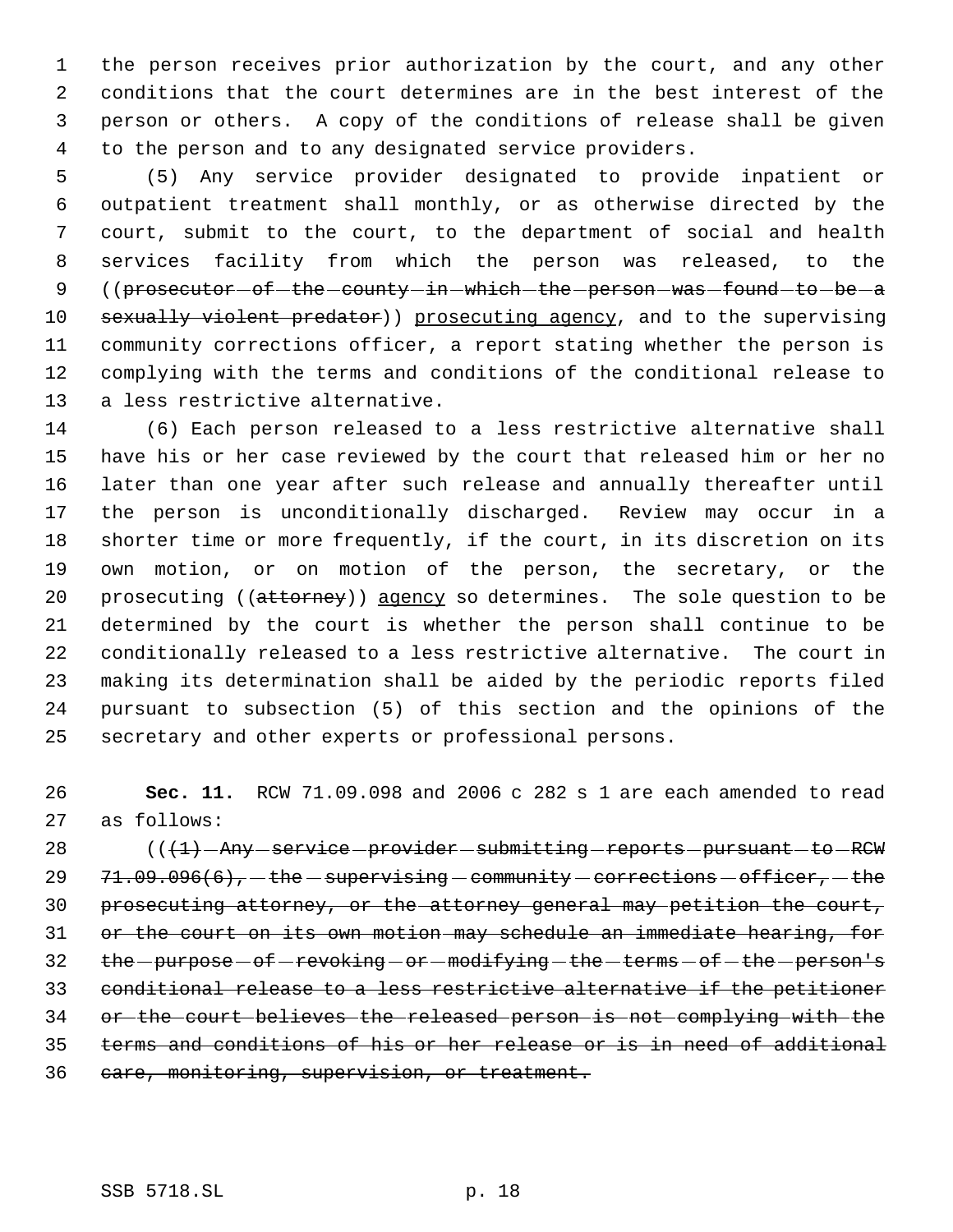the person receives prior authorization by the court, and any other conditions that the court determines are in the best interest of the person or others. A copy of the conditions of release shall be given to the person and to any designated service providers.

(5) Any service provider designated to provide inpatient or outpatient treatment shall monthly, or as otherwise directed by the court, submit to the court, to the department of social and health services facility from which the person was released, to the ((~~prosecutor of the county in which the person was found to be a sexually violent predator~~)) prosecuting agency, and to the supervising community corrections officer, a report stating whether the person is complying with the terms and conditions of the conditional release to a less restrictive alternative.

(6) Each person released to a less restrictive alternative shall have his or her case reviewed by the court that released him or her no later than one year after such release and annually thereafter until the person is unconditionally discharged. Review may occur in a shorter time or more frequently, if the court, in its discretion on its own motion, or on motion of the person, the secretary, or the prosecuting ((~~attorney~~)) agency so determines. The sole question to be determined by the court is whether the person shall continue to be conditionally released to a less restrictive alternative. The court in making its determination shall be aided by the periodic reports filed pursuant to subsection (5) of this section and the opinions of the secretary and other experts or professional persons.

**Sec. 11.** RCW 71.09.098 and 2006 c 282 s 1 are each amended to read as follows:

((~~(1) Any service provider submitting reports pursuant to RCW 71.09.096(6), the supervising community corrections officer, the prosecuting attorney, or the attorney general may petition the court, or the court on its own motion may schedule an immediate hearing, for the purpose of revoking or modifying the terms of the person's conditional release to a less restrictive alternative if the petitioner or the court believes the released person is not complying with the terms and conditions of his or her release or is in need of additional care, monitoring, supervision, or treatment.~~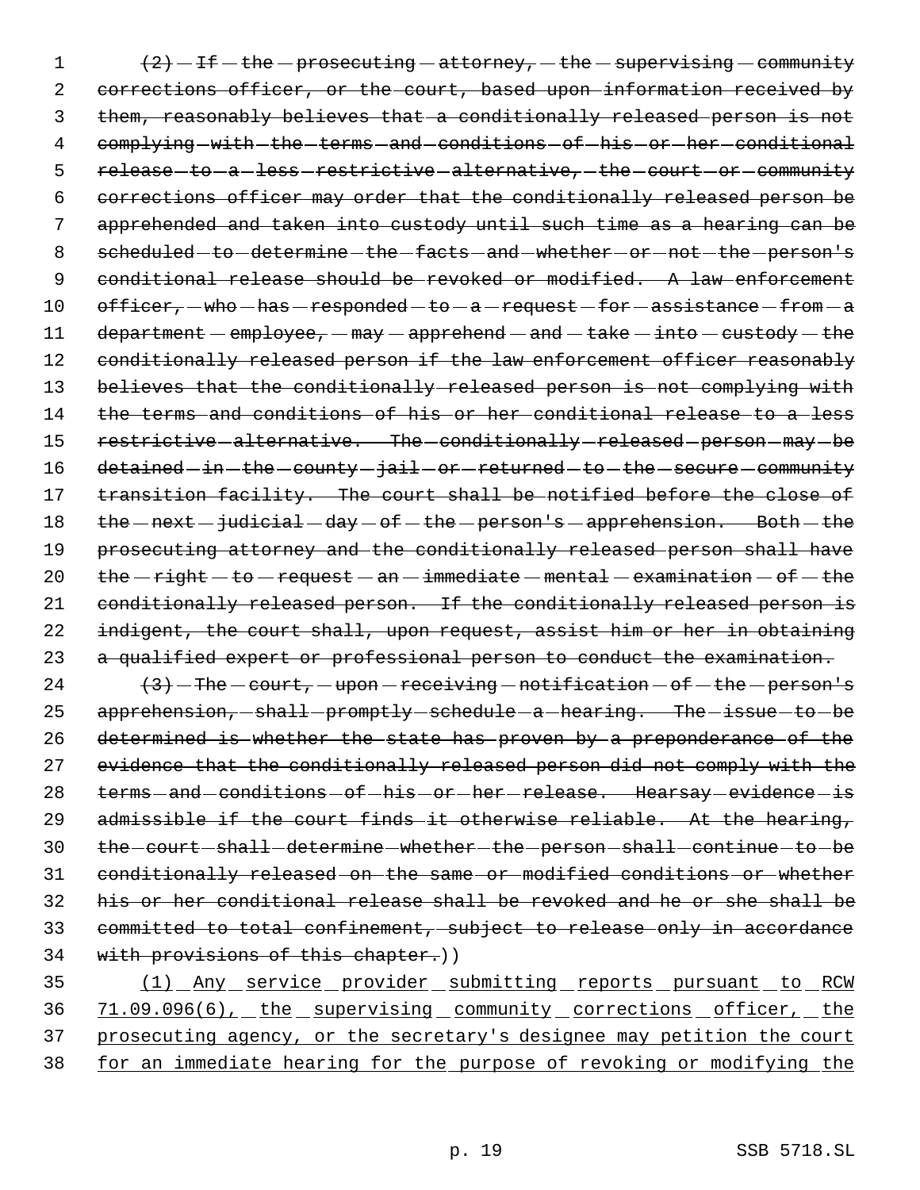~~(2) If the prosecuting attorney, the supervising community corrections officer, or the court, based upon information received by them, reasonably believes that a conditionally released person is not complying with the terms and conditions of his or her conditional release to a less restrictive alternative, the court or community corrections officer may order that the conditionally released person be apprehended and taken into custody until such time as a hearing can be scheduled to determine the facts and whether or not the person's conditional release should be revoked or modified. A law enforcement officer, who has responded to a request for assistance from a department employee, may apprehend and take into custody the conditionally released person if the law enforcement officer reasonably believes that the conditionally released person is not complying with the terms and conditions of his or her conditional release to a less restrictive alternative. The conditionally released person may be detained in the county jail or returned to the secure community transition facility. The court shall be notified before the close of the next judicial day of the person's apprehension. Both the prosecuting attorney and the conditionally released person shall have the right to request an immediate mental examination of the conditionally released person. If the conditionally released person is indigent, the court shall, upon request, assist him or her in obtaining a qualified expert or professional person to conduct the examination.~~

~~(3) The court, upon receiving notification of the person's apprehension, shall promptly schedule a hearing. The issue to be determined is whether the state has proven by a preponderance of the evidence that the conditionally released person did not comply with the terms and conditions of his or her release. Hearsay evidence is admissible if the court finds it otherwise reliable. At the hearing, the court shall determine whether the person shall continue to be conditionally released on the same or modified conditions or whether his or her conditional release shall be revoked and he or she shall be committed to total confinement, subject to release only in accordance with provisions of this chapter.~~))

<u>(1) Any service provider submitting reports pursuant to RCW 71.09.096(6), the supervising community corrections officer, the prosecuting agency, or the secretary's designee may petition the court for an immediate hearing for the purpose of revoking or modifying the</u>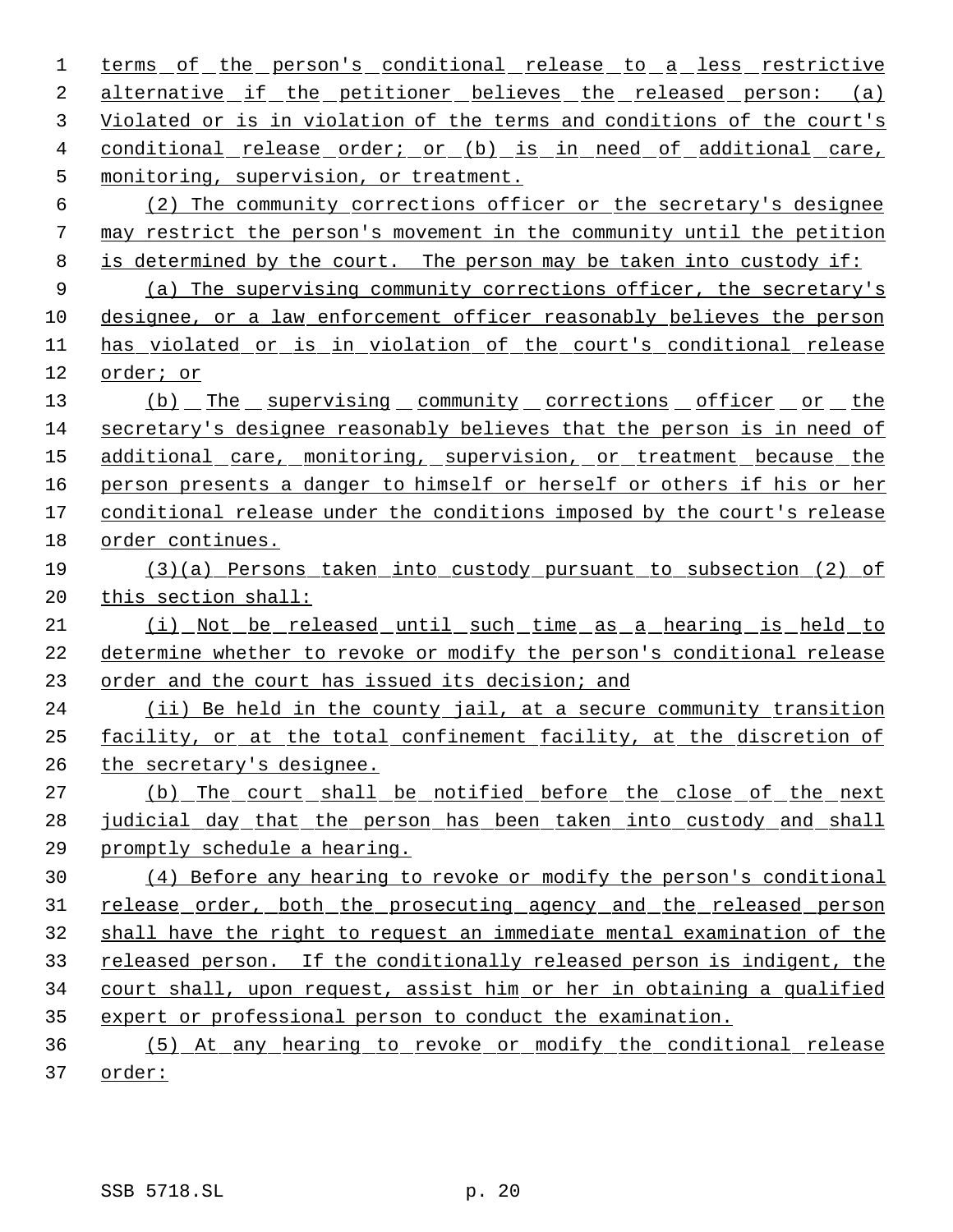terms of the person's conditional release to a less restrictive alternative if the petitioner believes the released person: (a) Violated or is in violation of the terms and conditions of the court's conditional release order; or (b) is in need of additional care, monitoring, supervision, or treatment.

(2) The community corrections officer or the secretary's designee may restrict the person's movement in the community until the petition is determined by the court. The person may be taken into custody if:

(a) The supervising community corrections officer, the secretary's designee, or a law enforcement officer reasonably believes the person has violated or is in violation of the court's conditional release order; or

(b) The supervising community corrections officer or the secretary's designee reasonably believes that the person is in need of additional care, monitoring, supervision, or treatment because the person presents a danger to himself or herself or others if his or her conditional release under the conditions imposed by the court's release order continues.

(3)(a) Persons taken into custody pursuant to subsection (2) of this section shall:

(i) Not be released until such time as a hearing is held to determine whether to revoke or modify the person's conditional release order and the court has issued its decision; and

(ii) Be held in the county jail, at a secure community transition facility, or at the total confinement facility, at the discretion of the secretary's designee.

(b) The court shall be notified before the close of the next judicial day that the person has been taken into custody and shall promptly schedule a hearing.

(4) Before any hearing to revoke or modify the person's conditional release order, both the prosecuting agency and the released person shall have the right to request an immediate mental examination of the released person. If the conditionally released person is indigent, the court shall, upon request, assist him or her in obtaining a qualified expert or professional person to conduct the examination.

(5) At any hearing to revoke or modify the conditional release order: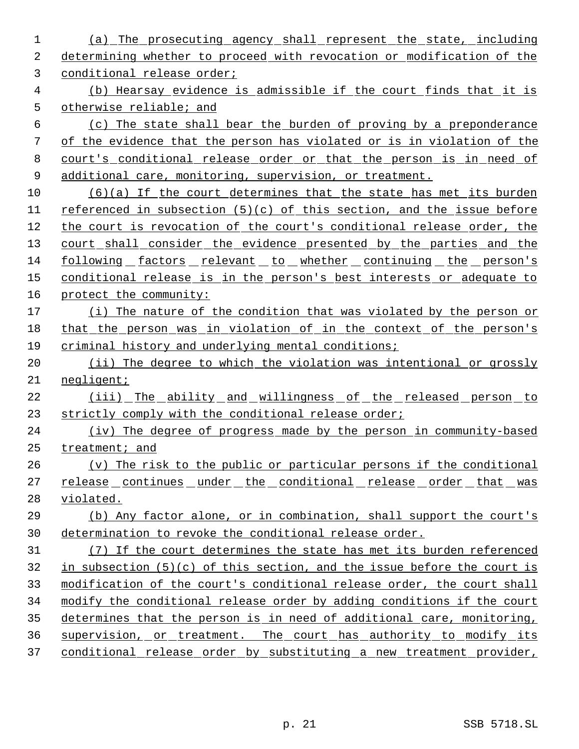(a) The prosecuting agency shall represent the state, including determining whether to proceed with revocation or modification of the conditional release order;

(b) Hearsay evidence is admissible if the court finds that it is otherwise reliable; and

(c) The state shall bear the burden of proving by a preponderance of the evidence that the person has violated or is in violation of the court's conditional release order or that the person is in need of additional care, monitoring, supervision, or treatment.

(6)(a) If the court determines that the state has met its burden referenced in subsection (5)(c) of this section, and the issue before the court is revocation of the court's conditional release order, the court shall consider the evidence presented by the parties and the following factors relevant to whether continuing the person's conditional release is in the person's best interests or adequate to protect the community:

(i) The nature of the condition that was violated by the person or that the person was in violation of in the context of the person's criminal history and underlying mental conditions;

(ii) The degree to which the violation was intentional or grossly negligent;

(iii) The ability and willingness of the released person to strictly comply with the conditional release order;

(iv) The degree of progress made by the person in community-based treatment; and

(v) The risk to the public or particular persons if the conditional release continues under the conditional release order that was violated.

(b) Any factor alone, or in combination, shall support the court's determination to revoke the conditional release order.

(7) If the court determines the state has met its burden referenced in subsection (5)(c) of this section, and the issue before the court is modification of the court's conditional release order, the court shall modify the conditional release order by adding conditions if the court determines that the person is in need of additional care, monitoring, supervision, or treatment. The court has authority to modify its conditional release order by substituting a new treatment provider,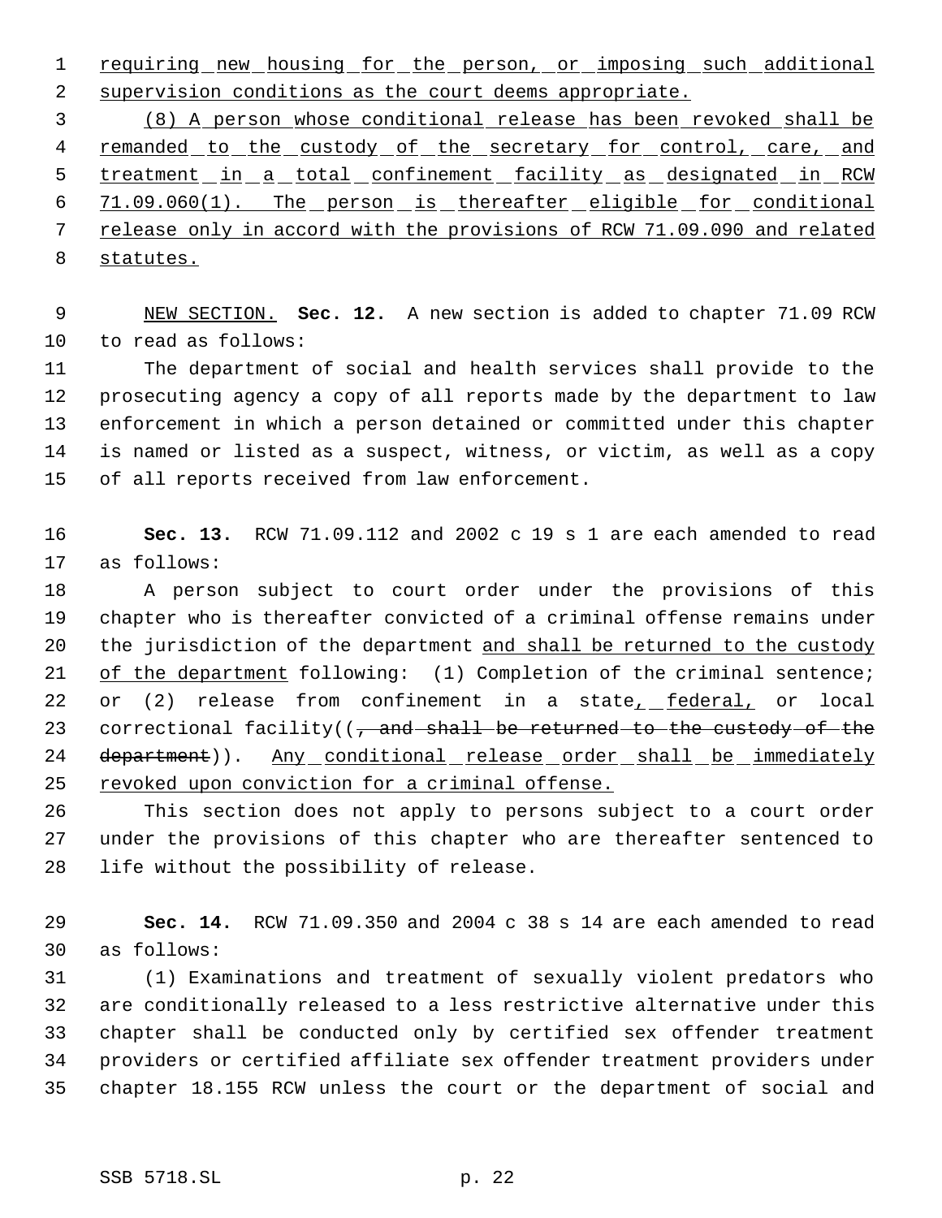requiring new housing for the person, or imposing such additional supervision conditions as the court deems appropriate.

(8) A person whose conditional release has been revoked shall be remanded to the custody of the secretary for control, care, and treatment in a total confinement facility as designated in RCW 71.09.060(1). The person is thereafter eligible for conditional release only in accord with the provisions of RCW 71.09.090 and related statutes.

NEW SECTION. **Sec. 12.** A new section is added to chapter 71.09 RCW to read as follows:

The department of social and health services shall provide to the prosecuting agency a copy of all reports made by the department to law enforcement in which a person detained or committed under this chapter is named or listed as a suspect, witness, or victim, as well as a copy of all reports received from law enforcement.

**Sec. 13.** RCW 71.09.112 and 2002 c 19 s 1 are each amended to read as follows:

A person subject to court order under the provisions of this chapter who is thereafter convicted of a criminal offense remains under the jurisdiction of the department and shall be returned to the custody of the department following: (1) Completion of the criminal sentence; or (2) release from confinement in a state, federal, or local correctional facility((, and shall be returned to the custody of the department)). Any conditional release order shall be immediately revoked upon conviction for a criminal offense.

This section does not apply to persons subject to a court order under the provisions of this chapter who are thereafter sentenced to life without the possibility of release.

**Sec. 14.** RCW 71.09.350 and 2004 c 38 s 14 are each amended to read as follows:

(1) Examinations and treatment of sexually violent predators who are conditionally released to a less restrictive alternative under this chapter shall be conducted only by certified sex offender treatment providers or certified affiliate sex offender treatment providers under chapter 18.155 RCW unless the court or the department of social and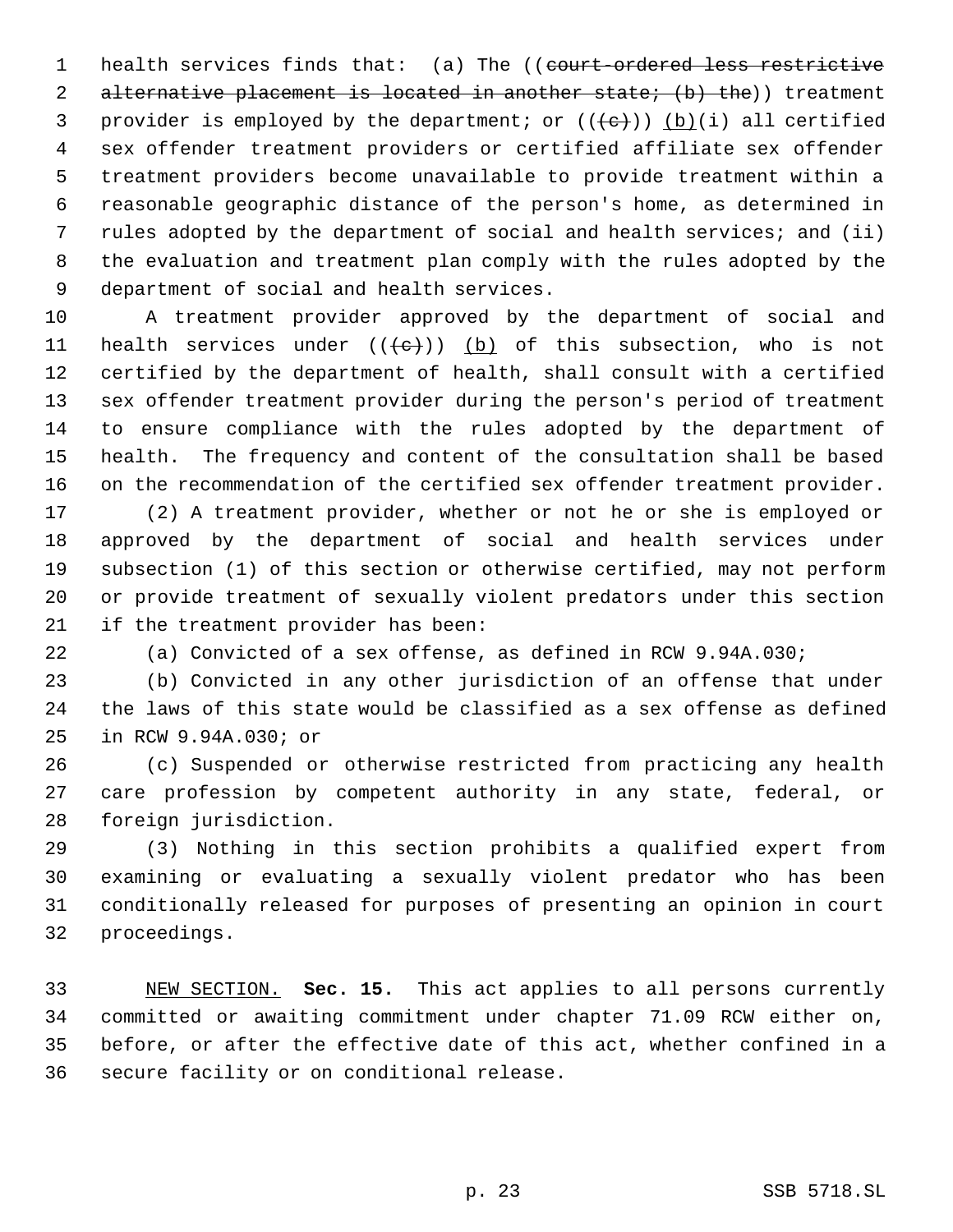health services finds that: (a) The ((~~court-ordered less restrictive alternative placement is located in another state; (b) the~~)) treatment provider is employed by the department; or ((~~(c)~~)) <u>(b)</u>(i) all certified sex offender treatment providers or certified affiliate sex offender treatment providers become unavailable to provide treatment within a reasonable geographic distance of the person's home, as determined in rules adopted by the department of social and health services; and (ii) the evaluation and treatment plan comply with the rules adopted by the department of social and health services.

A treatment provider approved by the department of social and health services under ((~~(c)~~)) <u>(b)</u> of this subsection, who is not certified by the department of health, shall consult with a certified sex offender treatment provider during the person's period of treatment to ensure compliance with the rules adopted by the department of health. The frequency and content of the consultation shall be based on the recommendation of the certified sex offender treatment provider.

(2) A treatment provider, whether or not he or she is employed or approved by the department of social and health services under subsection (1) of this section or otherwise certified, may not perform or provide treatment of sexually violent predators under this section if the treatment provider has been:

(a) Convicted of a sex offense, as defined in RCW 9.94A.030;

(b) Convicted in any other jurisdiction of an offense that under the laws of this state would be classified as a sex offense as defined in RCW 9.94A.030; or

(c) Suspended or otherwise restricted from practicing any health care profession by competent authority in any state, federal, or foreign jurisdiction.

(3) Nothing in this section prohibits a qualified expert from examining or evaluating a sexually violent predator who has been conditionally released for purposes of presenting an opinion in court proceedings.

<u>NEW SECTION.</u> **Sec. 15.** This act applies to all persons currently committed or awaiting commitment under chapter 71.09 RCW either on, before, or after the effective date of this act, whether confined in a secure facility or on conditional release.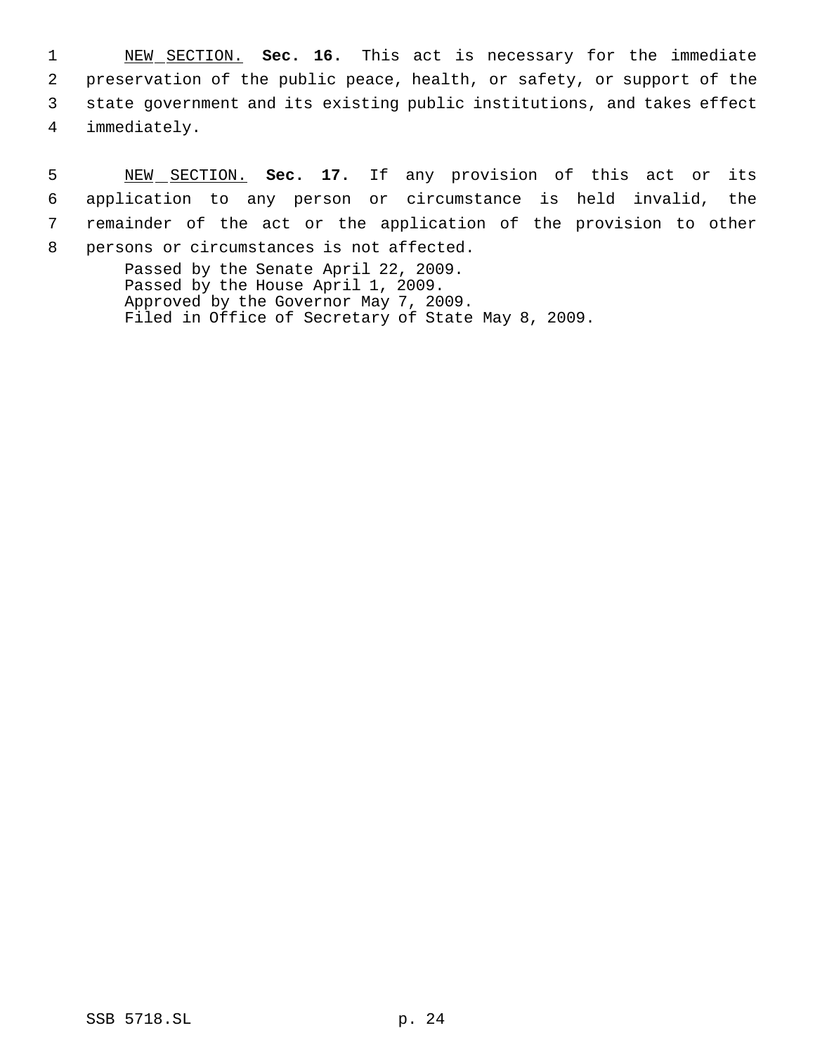NEW SECTION. **Sec. 16.** This act is necessary for the immediate preservation of the public peace, health, or safety, or support of the state government and its existing public institutions, and takes effect immediately.

NEW SECTION. **Sec. 17.** If any provision of this act or its application to any person or circumstance is held invalid, the remainder of the act or the application of the provision to other persons or circumstances is not affected.

Passed by the Senate April 22, 2009.
Passed by the House April 1, 2009.
Approved by the Governor May 7, 2009.
Filed in Office of Secretary of State May 8, 2009.